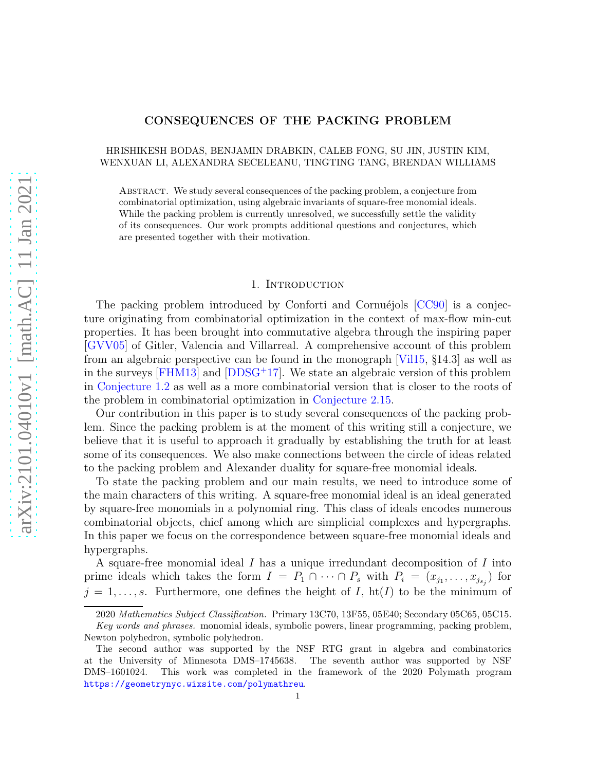# CONSEQUENCES OF THE PACKING PROBLEM

HRISHIKESH BODAS, BENJAMIN DRABKIN, CALEB FONG, SU JIN, JUSTIN KIM, WENXUAN LI, ALEXANDRA SECELEANU, TINGTING TANG, BRENDAN WILLIAMS

Abstract. We study several consequences of the packing problem, a conjecture from combinatorial optimization, using algebraic invariants of square-free monomial ideals. While the packing problem is currently unresolved, we successfully settle the validity of its consequences. Our work prompts additional questions and conjectures, which are presented together with their motivation.

## 1. Introduction

The packing problem introduced by Conforti and Cornuéjols [CC90] is a conjecture originating from combinatorial optimization in the context of max-flow min-cut properties. It has been brought into commutative algebra through the inspiring paper [GVV05] of Gitler, Valencia and Villarreal. A comprehensive account of this problem from an algebraic perspective can be found in the monograph [Vil15, §14.3] as well as in the surveys [FHM13] and [DDSG+17]. We state an algebraic version of this problem in Conjecture 1.2 as well as a more combinatorial version that is closer to the roots of the problem in combinatorial optimization in Conjecture 2.15.

Our contribution in this paper is to study several consequences of the packing problem. Since the packing problem is at the moment of this writing still a conjecture, we believe that it is useful to approach it gradually by establishing the truth for at least some of its consequences. We also make connections between the circle of ideas related to the packing problem and Alexander duality for square-free monomial ideals.

To state the packing problem and our main results, we need to introduce some of the main characters of this writing. A square-free monomial ideal is an ideal generated by square-free monomials in a polynomial ring. This class of ideals encodes numerous combinatorial objects, chief among which are simplicial complexes and hypergraphs. In this paper we focus on the correspondence between square-free monomial ideals and hypergraphs.

A square-free monomial ideal $I$ has a unique irredundant decomposition of $I$ into prime ideals which takes the form $I = P_1 \cap \cdots \cap P_s$ with $P_i = (x_{j_1}, \ldots, x_{j_{s_j}})$ for $j = 1, \ldots, s$. Furthermore, one defines the height of $I$, $\mathrm{ht}(I)$ to be the minimum of

2020 *Mathematics Subject Classification.* Primary 13C70, 13F55, 05E40; Secondary 05C65, 05C15.

*Key words and phrases.* monomial ideals, symbolic powers, linear programming, packing problem, Newton polyhedron, symbolic polyhedron.

The second author was supported by the NSF RTG grant in algebra and combinatorics at the University of Minnesota DMS–1745638. The seventh author was supported by NSF DMS–1601024. This work was completed in the framework of the 2020 Polymath program https://geometrynyc.wixsite.com/polymathreu.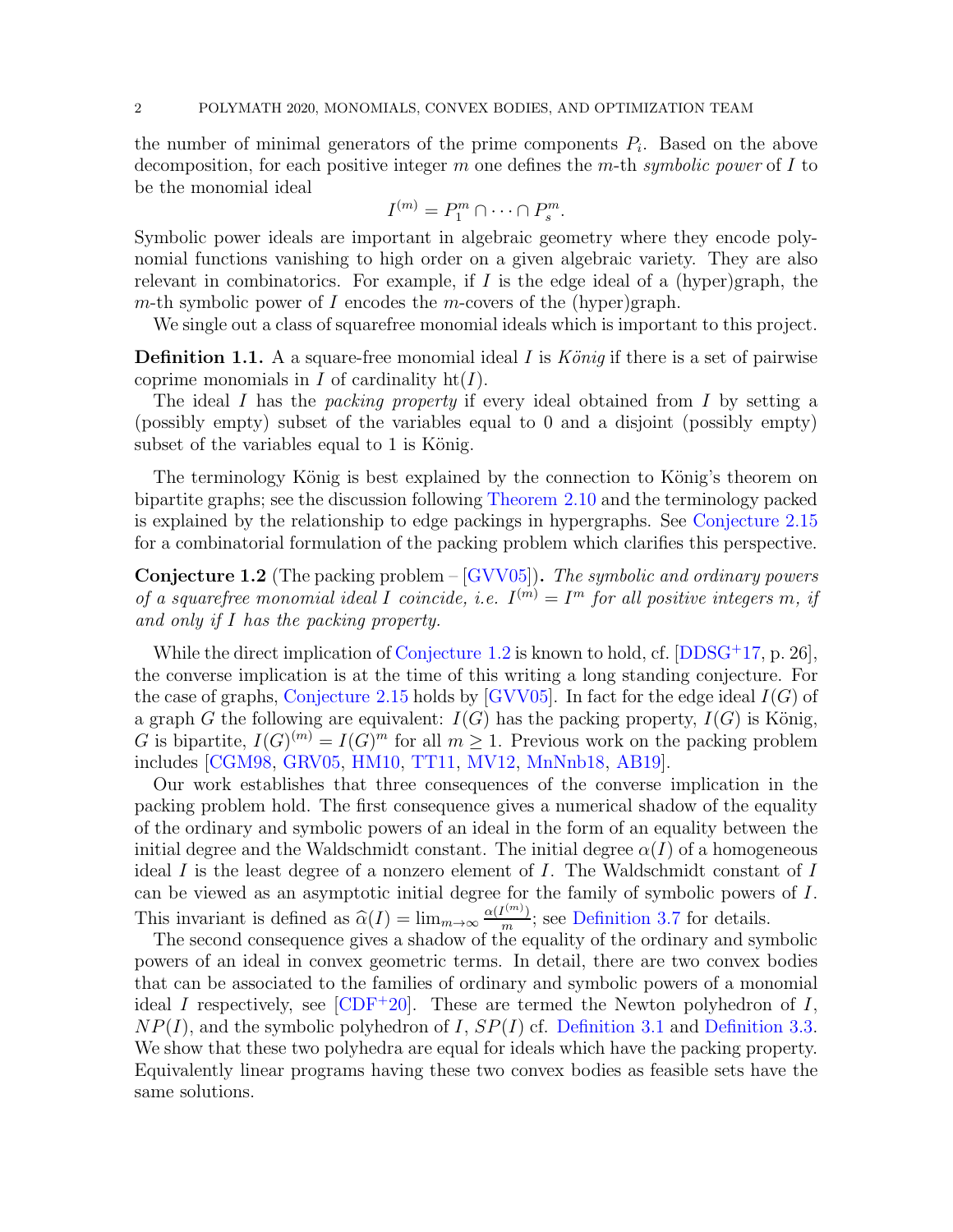the number of minimal generators of the prime components $P_i$. Based on the above decomposition, for each positive integer $m$ one defines the $m$-th *symbolic power* of $I$ to be the monomial ideal

$$I^{(m)} = P_1^m \cap \cdots \cap P_s^m.$$

Symbolic power ideals are important in algebraic geometry where they encode polynomial functions vanishing to high order on a given algebraic variety. They are also relevant in combinatorics. For example, if $I$ is the edge ideal of a (hyper)graph, the $m$-th symbolic power of $I$ encodes the $m$-covers of the (hyper)graph.

We single out a class of squarefree monomial ideals which is important to this project.

**Definition 1.1.** A a square-free monomial ideal $I$ is *König* if there is a set of pairwise coprime monomials in $I$ of cardinality $\mathrm{ht}(I)$.

The ideal $I$ has the *packing property* if every ideal obtained from $I$ by setting a (possibly empty) subset of the variables equal to 0 and a disjoint (possibly empty) subset of the variables equal to 1 is König.

The terminology König is best explained by the connection to König's theorem on bipartite graphs; see the discussion following Theorem 2.10 and the terminology packed is explained by the relationship to edge packings in hypergraphs. See Conjecture 2.15 for a combinatorial formulation of the packing problem which clarifies this perspective.

**Conjecture 1.2** (The packing problem – [GVV05])**.** *The symbolic and ordinary powers of a squarefree monomial ideal $I$ coincide, i.e. $I^{(m)} = I^m$ for all positive integers $m$, if and only if $I$ has the packing property.*

While the direct implication of Conjecture 1.2 is known to hold, cf. [DDSG+17, p. 26], the converse implication is at the time of this writing a long standing conjecture. For the case of graphs, Conjecture 2.15 holds by [GVV05]. In fact for the edge ideal $I(G)$ of a graph $G$ the following are equivalent: $I(G)$ has the packing property, $I(G)$ is König, $G$ is bipartite, $I(G)^{(m)} = I(G)^m$ for all $m \geq 1$. Previous work on the packing problem includes [CGM98, GRV05, HM10, TT11, MV12, MnNnb18, AB19].

Our work establishes that three consequences of the converse implication in the packing problem hold. The first consequence gives a numerical shadow of the equality of the ordinary and symbolic powers of an ideal in the form of an equality between the initial degree and the Waldschmidt constant. The initial degree $\alpha(I)$ of a homogeneous ideal $I$ is the least degree of a nonzero element of $I$. The Waldschmidt constant of $I$ can be viewed as an asymptotic initial degree for the family of symbolic powers of $I$. This invariant is defined as $\widehat{\alpha}(I) = \lim_{m\to\infty} \frac{\alpha(I^{(m)})}{m}$; see Definition 3.7 for details.

The second consequence gives a shadow of the equality of the ordinary and symbolic powers of an ideal in convex geometric terms. In detail, there are two convex bodies that can be associated to the families of ordinary and symbolic powers of a monomial ideal $I$ respectively, see [CDF+20]. These are termed the Newton polyhedron of $I$, $NP(I)$, and the symbolic polyhedron of $I$, $SP(I)$ cf. Definition 3.1 and Definition 3.3. We show that these two polyhedra are equal for ideals which have the packing property. Equivalently linear programs having these two convex bodies as feasible sets have the same solutions.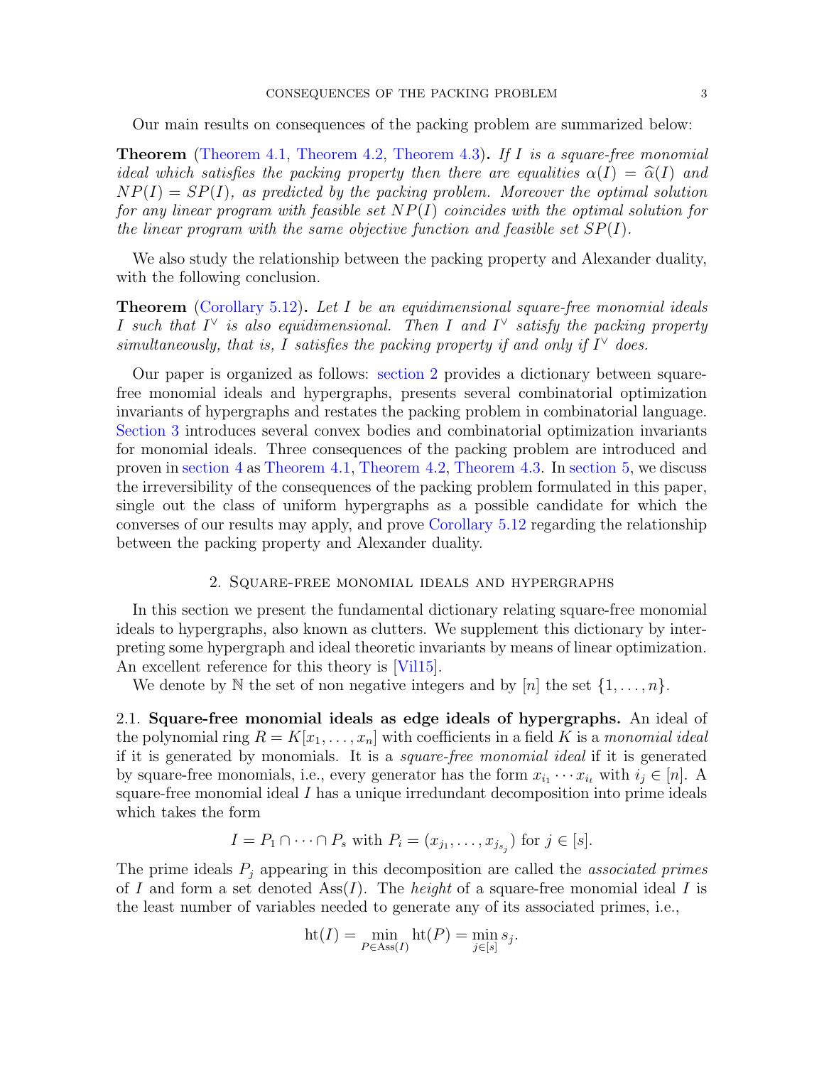Our main results on consequences of the packing problem are summarized below:

**Theorem** (Theorem 4.1, Theorem 4.2, Theorem 4.3)**.** *If $I$ is a square-free monomial ideal which satisfies the packing property then there are equalities $\alpha(I) = \widehat{\alpha}(I)$ and $NP(I) = SP(I)$, as predicted by the packing problem. Moreover the optimal solution for any linear program with feasible set $NP(I)$ coincides with the optimal solution for the linear program with the same objective function and feasible set $SP(I)$.*

We also study the relationship between the packing property and Alexander duality, with the following conclusion.

**Theorem** (Corollary 5.12)**.** *Let $I$ be an equidimensional square-free monomial ideals $I$ such that $I^\vee$ is also equidimensional. Then $I$ and $I^\vee$ satisfy the packing property simultaneously, that is, $I$ satisfies the packing property if and only if $I^\vee$ does.*

Our paper is organized as follows: section 2 provides a dictionary between square-free monomial ideals and hypergraphs, presents several combinatorial optimization invariants of hypergraphs and restates the packing problem in combinatorial language. Section 3 introduces several convex bodies and combinatorial optimization invariants for monomial ideals. Three consequences of the packing problem are introduced and proven in section 4 as Theorem 4.1, Theorem 4.2, Theorem 4.3. In section 5, we discuss the irreversibility of the consequences of the packing problem formulated in this paper, single out the class of uniform hypergraphs as a possible candidate for which the converses of our results may apply, and prove Corollary 5.12 regarding the relationship between the packing property and Alexander duality.

## 2. Square-free monomial ideals and hypergraphs

In this section we present the fundamental dictionary relating square-free monomial ideals to hypergraphs, also known as clutters. We supplement this dictionary by interpreting some hypergraph and ideal theoretic invariants by means of linear optimization. An excellent reference for this theory is [Vil15].

We denote by $\mathbb{N}$ the set of non negative integers and by $[n]$ the set $\{1, \dots, n\}$.

### 2.1. Square-free monomial ideals as edge ideals of hypergraphs.

An ideal of the polynomial ring $R = K[x_1, \dots, x_n]$ with coefficients in a field $K$ is a *monomial ideal* if it is generated by monomials. It is a *square-free monomial ideal* if it is generated by square-free monomials, i.e., every generator has the form $x_{i_1} \cdots x_{i_t}$ with $i_j \in [n]$. A square-free monomial ideal $I$ has a unique irredundant decomposition into prime ideals which takes the form

$$I = P_1 \cap \cdots \cap P_s \text{ with } P_i = (x_{j_1}, \dots, x_{j_{s_j}}) \text{ for } j \in [s].$$

The prime ideals $P_j$ appearing in this decomposition are called the *associated primes* of $I$ and form a set denoted $\operatorname{Ass}(I)$. The *height* of a square-free monomial ideal $I$ is the least number of variables needed to generate any of its associated primes, i.e.,

$$\operatorname{ht}(I) = \min_{P \in \operatorname{Ass}(I)} \operatorname{ht}(P) = \min_{j \in [s]} s_j.$$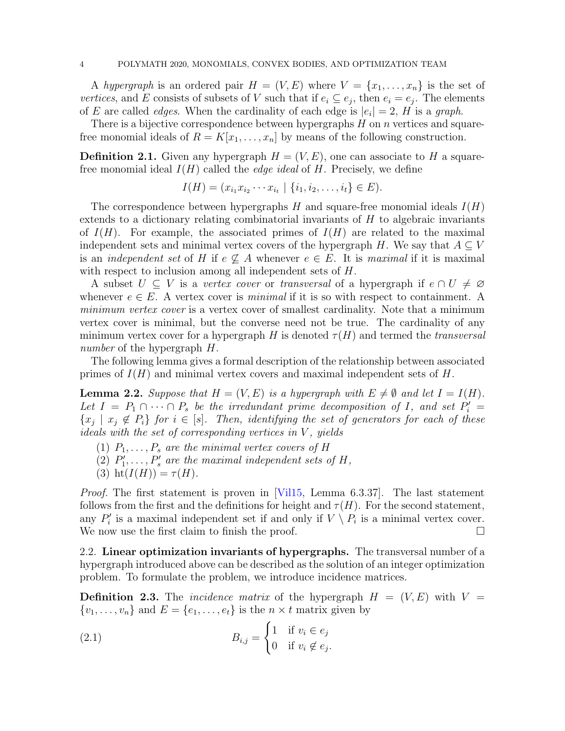A *hypergraph* is an ordered pair $H = (V, E)$ where $V = \{x_1, \ldots, x_n\}$ is the set of *vertices*, and $E$ consists of subsets of $V$ such that if $e_i \subseteq e_j$, then $e_i = e_j$. The elements of $E$ are called *edges*. When the cardinality of each edge is $|e_i| = 2$, $H$ is a *graph*.

There is a bijective correspondence between hypergraphs $H$ on $n$ vertices and square-free monomial ideals of $R = K[x_1, \ldots, x_n]$ by means of the following construction.

**Definition 2.1.** Given any hypergraph $H = (V, E)$, one can associate to $H$ a square-free monomial ideal $I(H)$ called the *edge ideal* of $H$. Precisely, we define

$$I(H) = (x_{i_1} x_{i_2} \cdots x_{i_t} \mid \{i_1, i_2, \ldots, i_t\} \in E).$$

The correspondence between hypergraphs $H$ and square-free monomial ideals $I(H)$ extends to a dictionary relating combinatorial invariants of $H$ to algebraic invariants of $I(H)$. For example, the associated primes of $I(H)$ are related to the maximal independent sets and minimal vertex covers of the hypergraph $H$. We say that $A \subseteq V$ is an *independent set* of H if $e \not\subseteq A$ whenever $e \in E$. It is *maximal* if it is maximal with respect to inclusion among all independent sets of $H$.

A subset $U \subseteq V$ is a *vertex cover* or *transversal* of a hypergraph if $e \cap U \neq \varnothing$ whenever $e \in E$. A vertex cover is *minimal* if it is so with respect to containment. A *minimum vertex cover* is a vertex cover of smallest cardinality. Note that a minimum vertex cover is minimal, but the converse need not be true. The cardinality of any minimum vertex cover for a hypergraph $H$ is denoted $\tau(H)$ and termed the *transversal number* of the hypergraph $H$.

The following lemma gives a formal description of the relationship between associated primes of $I(H)$ and minimal vertex covers and maximal independent sets of $H$.

**Lemma 2.2.** *Suppose that $H = (V, E)$ is a hypergraph with $E \neq \emptyset$ and let $I = I(H)$. Let $I = P_1 \cap \cdots \cap P_s$ be the irredundant prime decomposition of $I$, and set $P_i' = \{x_j \mid x_j \notin P_i\}$ for $i \in [s]$. Then, identifying the set of generators for each of these ideals with the set of corresponding vertices in $V$, yields*

1. *$P_1, \ldots, P_s$ are the minimal vertex covers of $H$*
2. *$P_1', \ldots, P_s'$ are the maximal independent sets of $H$,*
3. *$\mathrm{ht}(I(H)) = \tau(H)$.*

*Proof.* The first statement is proven in [Vil15, Lemma 6.3.37]. The last statement follows from the first and the definitions for height and $\tau(H)$. For the second statement, any $P_i'$ is a maximal independent set if and only if $V \setminus P_i$ is a minimal vertex cover. We now use the first claim to finish the proof. □

2.2. **Linear optimization invariants of hypergraphs.** The transversal number of a hypergraph introduced above can be described as the solution of an integer optimization problem. To formulate the problem, we introduce incidence matrices.

**Definition 2.3.** The *incidence matrix* of the hypergraph $H = (V, E)$ with $V = \{v_1, \ldots, v_n\}$ and $E = \{e_1, \ldots, e_t\}$ is the $n \times t$ matrix given by

$$B_{i,j} = \begin{cases} 1 & \text{if } v_i \in e_j \\ 0 & \text{if } v_i \notin e_j. \end{cases} \tag{2.1}$$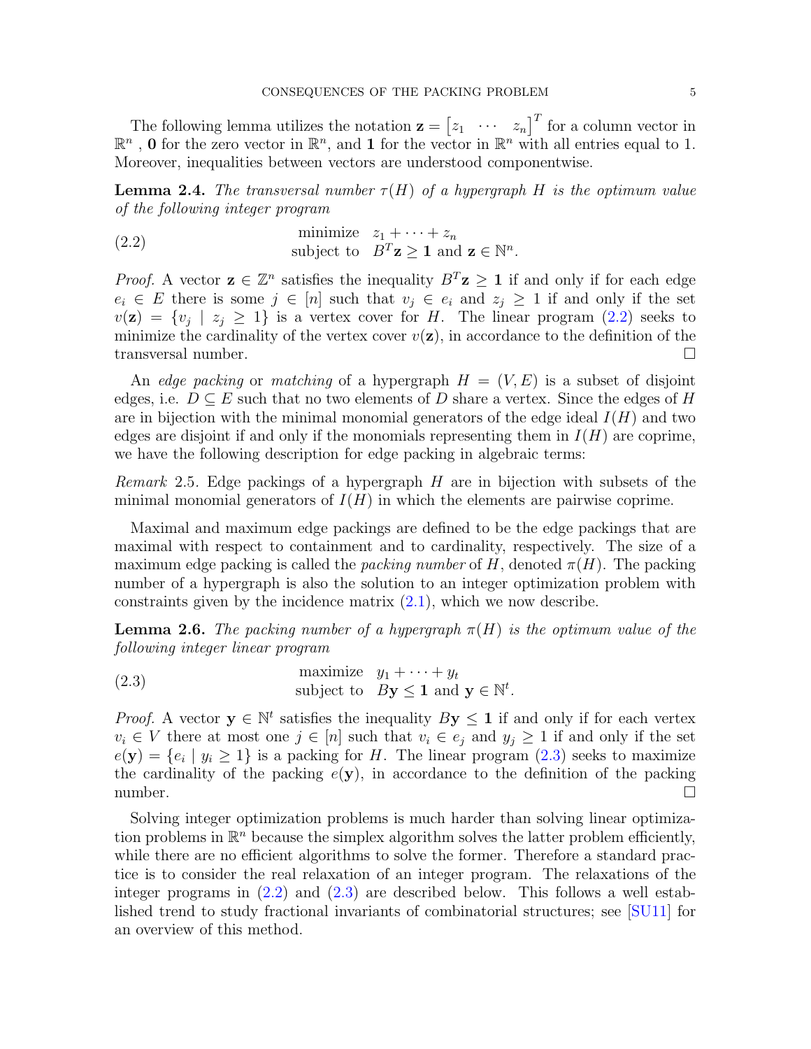The following lemma utilizes the notation $\mathbf{z} = \begin{bmatrix} z_1 & \cdots & z_n \end{bmatrix}^T$ for a column vector in $\mathbb{R}^n$ , $\mathbf{0}$ for the zero vector in $\mathbb{R}^n$, and $\mathbf{1}$ for the vector in $\mathbb{R}^n$ with all entries equal to 1. Moreover, inequalities between vectors are understood componentwise.

**Lemma 2.4.** *The transversal number $\tau(H)$ of a hypergraph $H$ is the optimum value of the following integer program*

$$\begin{array}{rl} \text{minimize} & z_1 + \cdots + z_n \\ \text{subject to} & B^T\mathbf{z} \geq \mathbf{1} \text{ and } \mathbf{z} \in \mathbb{N}^n. \end{array} \tag{2.2}$$

*Proof.* A vector $\mathbf{z} \in \mathbb{Z}^n$ satisfies the inequality $B^T\mathbf{z} \geq \mathbf{1}$ if and only if for each edge $e_i \in E$ there is some $j \in [n]$ such that $v_j \in e_i$ and $z_j \geq 1$ if and only if the set $v(\mathbf{z}) = \{v_j \mid z_j \geq 1\}$ is a vertex cover for $H$. The linear program (2.2) seeks to minimize the cardinality of the vertex cover $v(\mathbf{z})$, in accordance to the definition of the transversal number. □

An *edge packing* or *matching* of a hypergraph $H = (V, E)$ is a subset of disjoint edges, i.e. $D \subseteq E$ such that no two elements of $D$ share a vertex. Since the edges of $H$ are in bijection with the minimal monomial generators of the edge ideal $I(H)$ and two edges are disjoint if and only if the monomials representing them in $I(H)$ are coprime, we have the following description for edge packing in algebraic terms:

*Remark* 2.5. Edge packings of a hypergraph $H$ are in bijection with subsets of the minimal monomial generators of $I(H)$ in which the elements are pairwise coprime.

Maximal and maximum edge packings are defined to be the edge packings that are maximal with respect to containment and to cardinality, respectively. The size of a maximum edge packing is called the *packing number* of $H$, denoted $\pi(H)$. The packing number of a hypergraph is also the solution to an integer optimization problem with constraints given by the incidence matrix (2.1), which we now describe.

**Lemma 2.6.** *The packing number of a hypergraph $\pi(H)$ is the optimum value of the following integer linear program*

$$\begin{array}{rl} \text{maximize} & y_1 + \cdots + y_t \\ \text{subject to} & B\mathbf{y} \leq \mathbf{1} \text{ and } \mathbf{y} \in \mathbb{N}^t. \end{array} \tag{2.3}$$

*Proof.* A vector $\mathbf{y} \in \mathbb{N}^t$ satisfies the inequality $B\mathbf{y} \leq \mathbf{1}$ if and only if for each vertex $v_i \in V$ there at most one $j \in [n]$ such that $v_i \in e_j$ and $y_j \geq 1$ if and only if the set $e(\mathbf{y}) = \{e_i \mid y_i \geq 1\}$ is a packing for $H$. The linear program (2.3) seeks to maximize the cardinality of the packing $e(\mathbf{y})$, in accordance to the definition of the packing number. □

Solving integer optimization problems is much harder than solving linear optimization problems in $\mathbb{R}^n$ because the simplex algorithm solves the latter problem efficiently, while there are no efficient algorithms to solve the former. Therefore a standard practice is to consider the real relaxation of an integer program. The relaxations of the integer programs in (2.2) and (2.3) are described below. This follows a well established trend to study fractional invariants of combinatorial structures; see [SU11] for an overview of this method.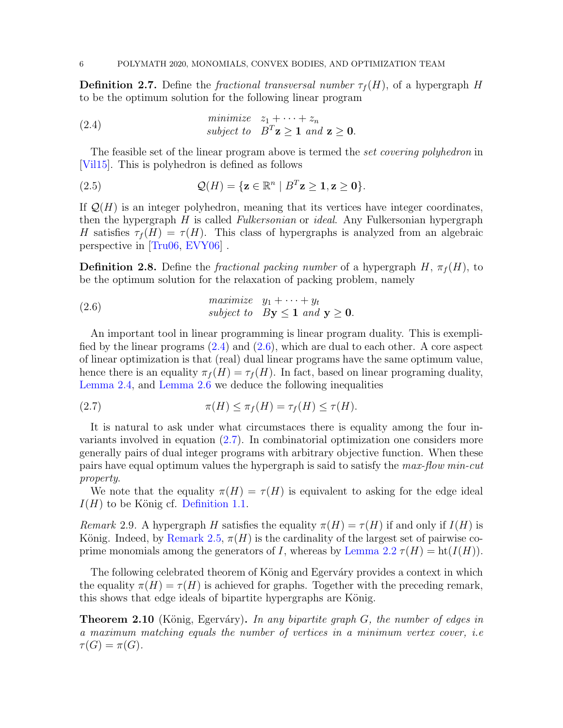**Definition 2.7.** Define the *fractional transversal number* $\tau_f(H)$, of a hypergraph $H$ to be the optimum solution for the following linear program

$$\begin{array}{ll} \textit{minimize} & z_1 + \cdots + z_n \\ \textit{subject to} & B^T\mathbf{z} \geq \mathbf{1} \textit{ and } \mathbf{z} \geq \mathbf{0}. \end{array} \tag{2.4}$$

The feasible set of the linear program above is termed the *set covering polyhedron* in [Vil15]. This is polyhedron is defined as follows

$$\mathcal{Q}(H) = \{\mathbf{z} \in \mathbb{R}^n \mid B^T\mathbf{z} \geq \mathbf{1}, \mathbf{z} \geq \mathbf{0}\}. \tag{2.5}$$

If $\mathcal{Q}(H)$ is an integer polyhedron, meaning that its vertices have integer coordinates, then the hypergraph $H$ is called *Fulkersonian* or *ideal*. Any Fulkersonian hypergraph $H$ satisfies $\tau_f(H) = \tau(H)$. This class of hypergraphs is analyzed from an algebraic perspective in [Tru06, EVY06] .

**Definition 2.8.** Define the *fractional packing number* of a hypergraph $H$, $\pi_f(H)$, to be the optimum solution for the relaxation of packing problem, namely

$$\begin{array}{ll} \textit{maximize} & y_1 + \cdots + y_t \\ \textit{subject to} & B\mathbf{y} \leq \mathbf{1} \textit{ and } \mathbf{y} \geq \mathbf{0}. \end{array} \tag{2.6}$$

An important tool in linear programming is linear program duality. This is exemplified by the linear programs (2.4) and (2.6), which are dual to each other. A core aspect of linear optimization is that (real) dual linear programs have the same optimum value, hence there is an equality $\pi_f(H) = \tau_f(H)$. In fact, based on linear programing duality, Lemma 2.4, and Lemma 2.6 we deduce the following inequalities

$$\pi(H) \leq \pi_f(H) = \tau_f(H) \leq \tau(H). \tag{2.7}$$

It is natural to ask under what circumstaces there is equality among the four invariants involved in equation (2.7). In combinatorial optimization one considers more generally pairs of dual integer programs with arbitrary objective function. When these pairs have equal optimum values the hypergraph is said to satisfy the *max-flow min-cut property*.

We note that the equality $\pi(H) = \tau(H)$ is equivalent to asking for the edge ideal $I(H)$ to be König cf. Definition 1.1.

*Remark* 2.9. A hypergraph $H$ satisfies the equality $\pi(H) = \tau(H)$ if and only if $I(H)$ is König. Indeed, by Remark 2.5, $\pi(H)$ is the cardinality of the largest set of pairwise coprime monomials among the generators of $I$, whereas by Lemma 2.2 $\tau(H) = \operatorname{ht}(I(H))$.

The following celebrated theorem of König and Egerváry provides a context in which the equality $\pi(H) = \tau(H)$ is achieved for graphs. Together with the preceding remark, this shows that edge ideals of bipartite hypergraphs are König.

**Theorem 2.10** (König, Egerváry)**.** *In any bipartite graph $G$, the number of edges in a maximum matching equals the number of vertices in a minimum vertex cover, i.e $\tau(G) = \pi(G)$.*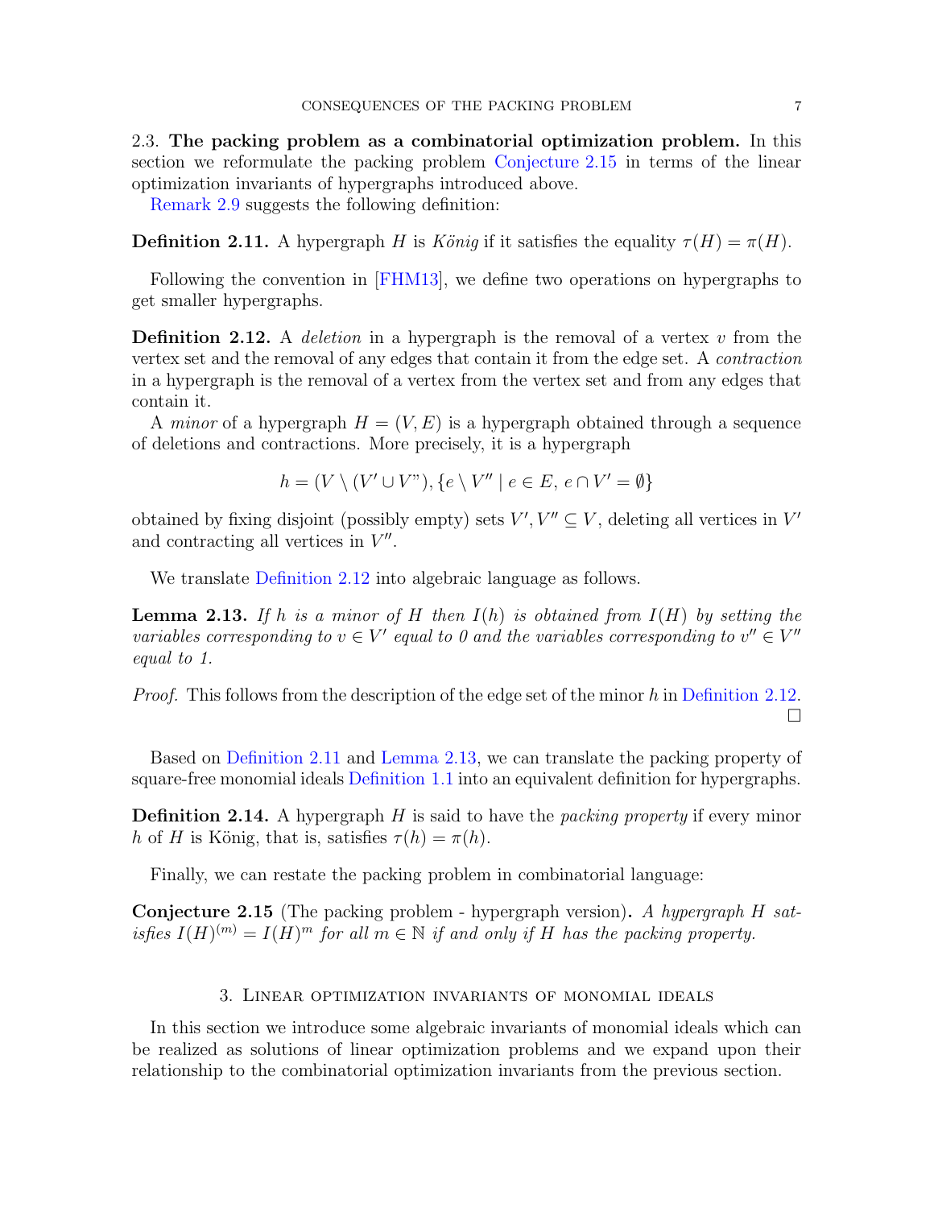2.3. **The packing problem as a combinatorial optimization problem.** In this section we reformulate the packing problem Conjecture 2.15 in terms of the linear optimization invariants of hypergraphs introduced above.

Remark 2.9 suggests the following definition:

**Definition 2.11.** A hypergraph $H$ is *König* if it satisfies the equality $\tau(H) = \pi(H)$.

Following the convention in [FHM13], we define two operations on hypergraphs to get smaller hypergraphs.

**Definition 2.12.** A *deletion* in a hypergraph is the removal of a vertex $v$ from the vertex set and the removal of any edges that contain it from the edge set. A *contraction* in a hypergraph is the removal of a vertex from the vertex set and from any edges that contain it.

A *minor* of a hypergraph $H = (V, E)$ is a hypergraph obtained through a sequence of deletions and contractions. More precisely, it is a hypergraph

$$h = (V \setminus (V' \cup V"), \{e \setminus V'' \mid e \in E,\, e \cap V' = \emptyset\}$$

obtained by fixing disjoint (possibly empty) sets $V', V'' \subseteq V$, deleting all vertices in $V'$ and contracting all vertices in $V''$.

We translate Definition 2.12 into algebraic language as follows.

**Lemma 2.13.** *If $h$ is a minor of $H$ then $I(h)$ is obtained from $I(H)$ by setting the variables corresponding to $v \in V'$ equal to 0 and the variables corresponding to $v'' \in V''$ equal to 1.*

*Proof.* This follows from the description of the edge set of the minor $h$ in Definition 2.12. □

Based on Definition 2.11 and Lemma 2.13, we can translate the packing property of square-free monomial ideals Definition 1.1 into an equivalent definition for hypergraphs.

**Definition 2.14.** A hypergraph $H$ is said to have the *packing property* if every minor $h$ of $H$ is König, that is, satisfies $\tau(h) = \pi(h)$.

Finally, we can restate the packing problem in combinatorial language:

**Conjecture 2.15** (The packing problem - hypergraph version)**.** *A hypergraph $H$ satisfies $I(H)^{(m)} = I(H)^m$ for all $m \in \mathbb{N}$ if and only if $H$ has the packing property.*

## 3. Linear optimization invariants of monomial ideals

In this section we introduce some algebraic invariants of monomial ideals which can be realized as solutions of linear optimization problems and we expand upon their relationship to the combinatorial optimization invariants from the previous section.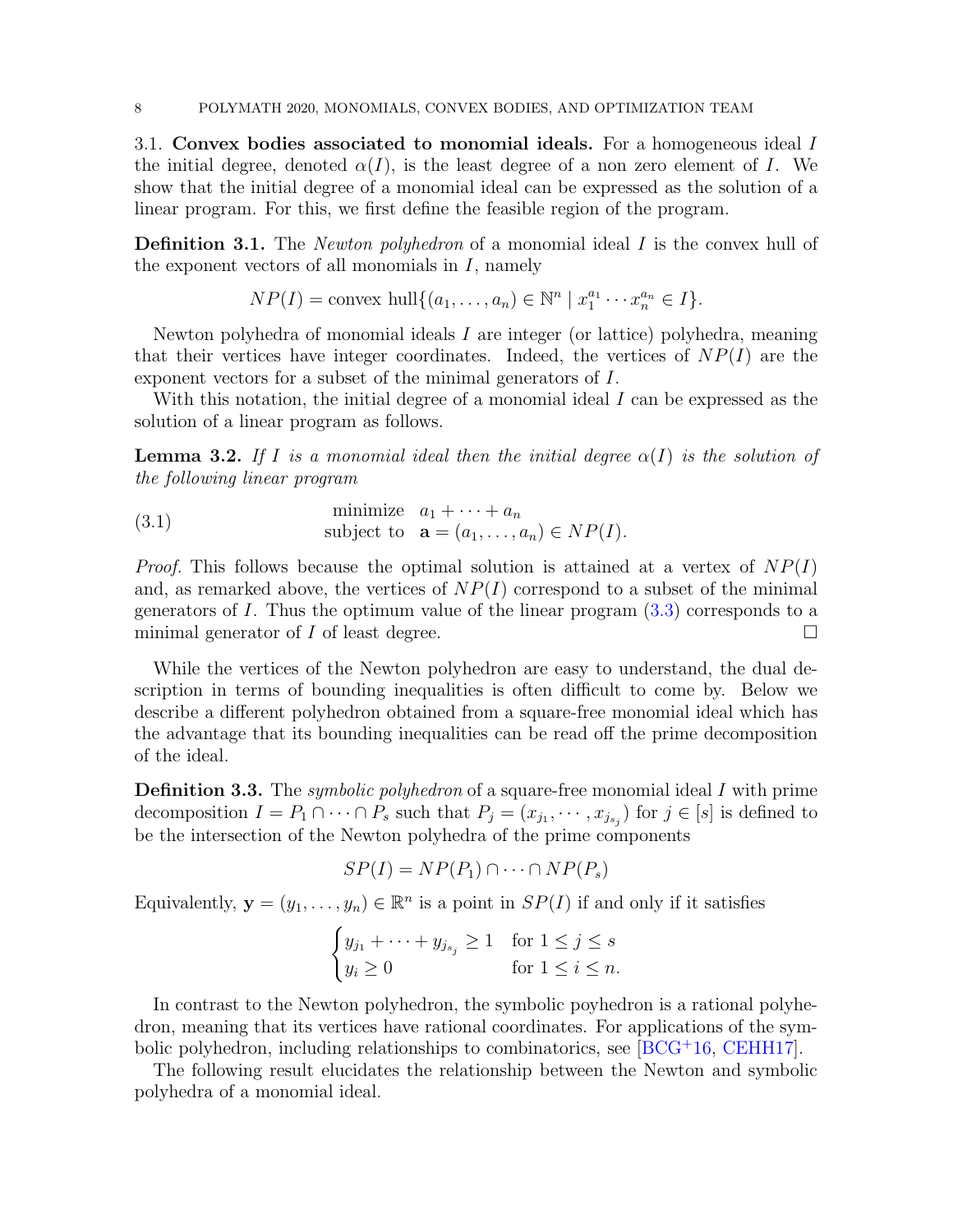### 3.1. Convex bodies associated to monomial ideals.

For a homogeneous ideal $I$ the initial degree, denoted $\alpha(I)$, is the least degree of a non zero element of $I$. We show that the initial degree of a monomial ideal can be expressed as the solution of a linear program. For this, we first define the feasible region of the program.

**Definition 3.1.** The *Newton polyhedron* of a monomial ideal $I$ is the convex hull of the exponent vectors of all monomials in $I$, namely

$$NP(I) = \text{convex hull}\{(a_1, \ldots, a_n) \in \mathbb{N}^n \mid x_1^{a_1} \cdots x_n^{a_n} \in I\}.$$

Newton polyhedra of monomial ideals $I$ are integer (or lattice) polyhedra, meaning that their vertices have integer coordinates. Indeed, the vertices of $NP(I)$ are the exponent vectors for a subset of the minimal generators of $I$.

With this notation, the initial degree of a monomial ideal $I$ can be expressed as the solution of a linear program as follows.

**Lemma 3.2.** *If $I$ is a monomial ideal then the initial degree $\alpha(I)$ is the solution of the following linear program*

$$\begin{array}{rl} \text{minimize} & a_1 + \cdots + a_n \\ \text{subject to} & \mathbf{a} = (a_1, \ldots, a_n) \in NP(I). \end{array} \tag{3.1}$$

*Proof.* This follows because the optimal solution is attained at a vertex of $NP(I)$ and, as remarked above, the vertices of $NP(I)$ correspond to a subset of the minimal generators of $I$. Thus the optimum value of the linear program (3.3) corresponds to a minimal generator of $I$ of least degree. □

While the vertices of the Newton polyhedron are easy to understand, the dual description in terms of bounding inequalities is often difficult to come by. Below we describe a different polyhedron obtained from a square-free monomial ideal which has the advantage that its bounding inequalities can be read off the prime decomposition of the ideal.

**Definition 3.3.** The *symbolic polyhedron* of a square-free monomial ideal $I$ with prime decomposition $I = P_1 \cap \cdots \cap P_s$ such that $P_j = (x_{j_1}, \cdots, x_{j_{s_j}})$ for $j \in [s]$ is defined to be the intersection of the Newton polyhedra of the prime components

$$SP(I) = NP(P_1) \cap \cdots \cap NP(P_s)$$

Equivalently, $\mathbf{y} = (y_1, \ldots, y_n) \in \mathbb{R}^n$ is a point in $SP(I)$ if and only if it satisfies

$$\begin{cases} y_{j_1} + \cdots + y_{j_{s_j}} \geq 1 & \text{for } 1 \leq j \leq s \\ y_i \geq 0 & \text{for } 1 \leq i \leq n. \end{cases}$$

In contrast to the Newton polyhedron, the symbolic poyhedron is a rational polyhedron, meaning that its vertices have rational coordinates. For applications of the symbolic polyhedron, including relationships to combinatorics, see [BCG+16, CEHH17].

The following result elucidates the relationship between the Newton and symbolic polyhedra of a monomial ideal.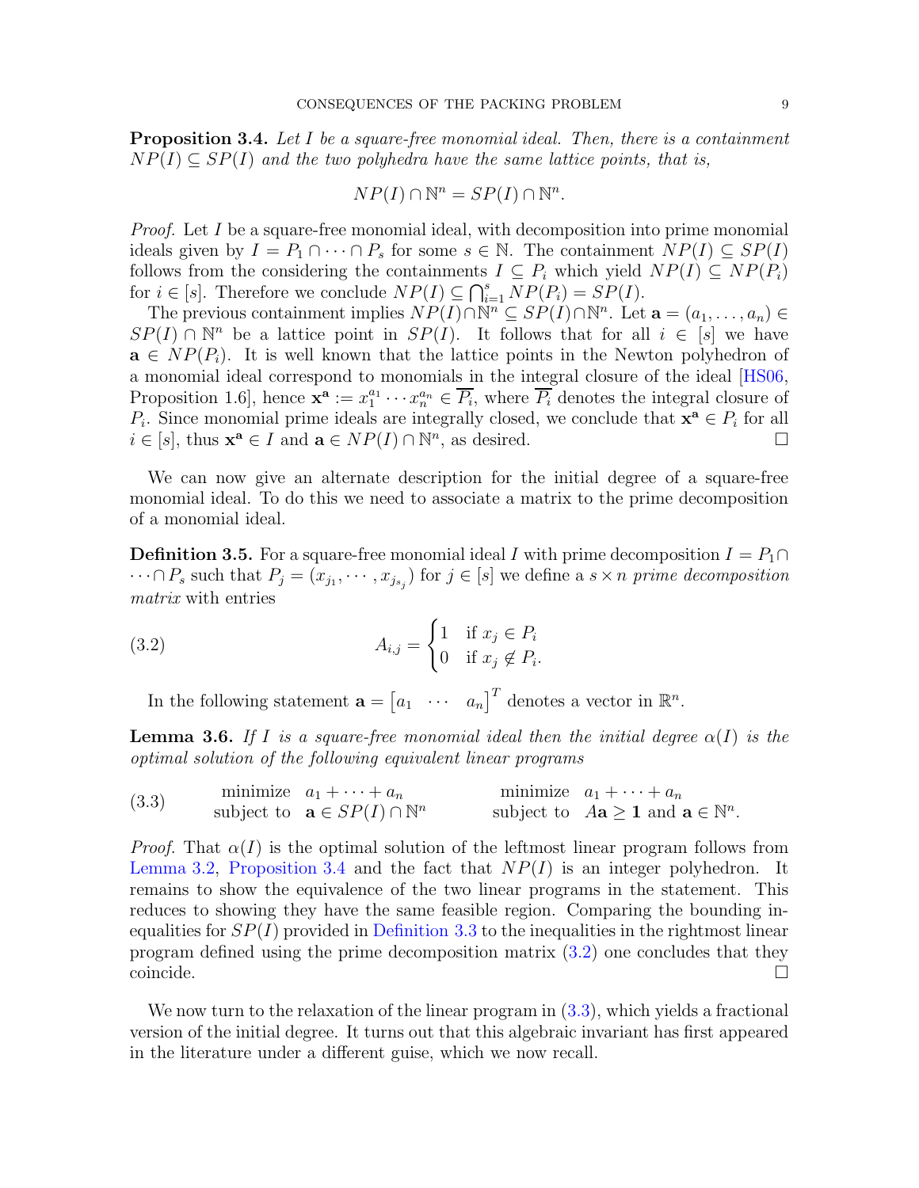**Proposition 3.4.** *Let $I$ be a square-free monomial ideal. Then, there is a containment $NP(I) \subseteq SP(I)$ and the two polyhedra have the same lattice points, that is,*

$$NP(I) \cap \mathbb{N}^n = SP(I) \cap \mathbb{N}^n.$$

*Proof.* Let $I$ be a square-free monomial ideal, with decomposition into prime monomial ideals given by $I = P_1 \cap \cdots \cap P_s$ for some $s \in \mathbb{N}$. The containment $NP(I) \subseteq SP(I)$ follows from the considering the containments $I \subseteq P_i$ which yield $NP(I) \subseteq NP(P_i)$ for $i \in [s]$. Therefore we conclude $NP(I) \subseteq \bigcap_{i=1}^{s} NP(P_i) = SP(I)$.

The previous containment implies $NP(I) \cap \mathbb{N}^n \subseteq SP(I) \cap \mathbb{N}^n$. Let $\mathbf{a} = (a_1, \ldots, a_n) \in SP(I) \cap \mathbb{N}^n$ be a lattice point in $SP(I)$. It follows that for all $i \in [s]$ we have $\mathbf{a} \in NP(P_i)$. It is well known that the lattice points in the Newton polyhedron of a monomial ideal correspond to monomials in the integral closure of the ideal [HS06, Proposition 1.6], hence $\mathbf{x}^{\mathbf{a}} := x_1^{a_1} \cdots x_n^{a_n} \in \overline{P_i}$, where $\overline{P_i}$ denotes the integral closure of $P_i$. Since monomial prime ideals are integrally closed, we conclude that $\mathbf{x}^{\mathbf{a}} \in P_i$ for all $i \in [s]$, thus $\mathbf{x}^{\mathbf{a}} \in I$ and $\mathbf{a} \in NP(I) \cap \mathbb{N}^n$, as desired. $\square$

We can now give an alternate description for the initial degree of a square-free monomial ideal. To do this we need to associate a matrix to the prime decomposition of a monomial ideal.

**Definition 3.5.** For a square-free monomial ideal $I$ with prime decomposition $I = P_1 \cap \cdots \cap P_s$ such that $P_j = (x_{j_1}, \cdots, x_{j_{s_j}})$ for $j \in [s]$ we define a $s \times n$ *prime decomposition matrix* with entries

$$A_{i,j} = \begin{cases} 1 & \text{if } x_j \in P_i \\ 0 & \text{if } x_j \notin P_i. \end{cases} \tag{3.2}$$

In the following statement $\mathbf{a} = \begin{bmatrix} a_1 & \cdots & a_n \end{bmatrix}^T$ denotes a vector in $\mathbb{R}^n$.

**Lemma 3.6.** *If $I$ is a square-free monomial ideal then the initial degree $\alpha(I)$ is the optimal solution of the following equivalent linear programs*

$$\begin{array}{llcll} \text{minimize} & a_1 + \cdots + a_n & \qquad & \text{minimize} & a_1 + \cdots + a_n \\ \text{subject to} & \mathbf{a} \in SP(I) \cap \mathbb{N}^n & & \text{subject to} & A\mathbf{a} \geq \mathbf{1} \text{ and } \mathbf{a} \in \mathbb{N}^n. \end{array} \tag{3.3}$$

*Proof.* That $\alpha(I)$ is the optimal solution of the leftmost linear program follows from Lemma 3.2, Proposition 3.4 and the fact that $NP(I)$ is an integer polyhedron. It remains to show the equivalence of the two linear programs in the statement. This reduces to showing they have the same feasible region. Comparing the bounding inequalities for $SP(I)$ provided in Definition 3.3 to the inequalities in the rightmost linear program defined using the prime decomposition matrix (3.2) one concludes that they coincide. $\square$

We now turn to the relaxation of the linear program in (3.3), which yields a fractional version of the initial degree. It turns out that this algebraic invariant has first appeared in the literature under a different guise, which we now recall.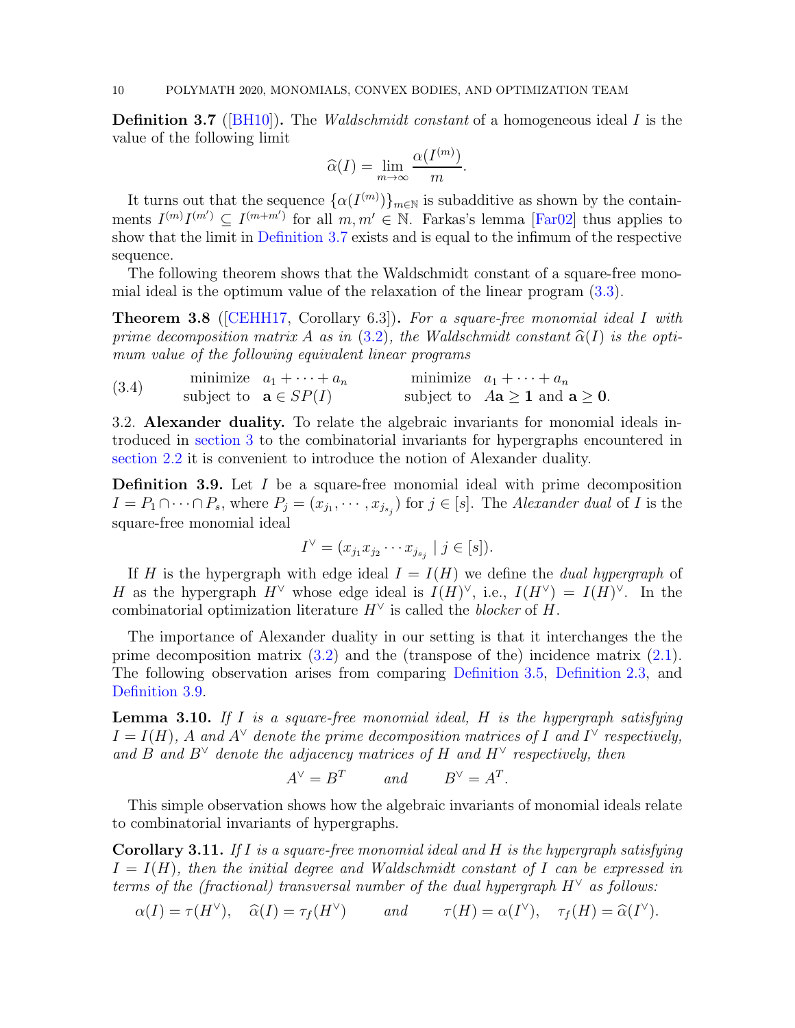**Definition 3.7** ([BH10])**.** The *Waldschmidt constant* of a homogeneous ideal $I$ is the value of the following limit

$$\widehat{\alpha}(I) = \lim_{m\to\infty} \frac{\alpha(I^{(m)})}{m}.$$

It turns out that the sequence $\{\alpha(I^{(m)})\}_{m\in\mathbb{N}}$ is subadditive as shown by the containments $I^{(m)}I^{(m')} \subseteq I^{(m+m')}$ for all $m, m' \in \mathbb{N}$. Farkas's lemma [Far02] thus applies to show that the limit in Definition 3.7 exists and is equal to the infimum of the respective sequence.

The following theorem shows that the Waldschmidt constant of a square-free monomial ideal is the optimum value of the relaxation of the linear program (3.3).

**Theorem 3.8** ([CEHH17, Corollary 6.3])**.** *For a square-free monomial ideal $I$ with prime decomposition matrix $A$ as in (3.2), the Waldschmidt constant $\widehat{\alpha}(I)$ is the optimum value of the following equivalent linear programs*

$$\begin{array}{lll} & \text{minimize} \;\; a_1 + \cdots + a_n & \text{minimize} \;\; a_1 + \cdots + a_n \\ (3.4) & \text{subject to} \;\; \mathbf{a} \in SP(I) & \text{subject to} \;\; A\mathbf{a} \geq \mathbf{1} \text{ and } \mathbf{a} \geq \mathbf{0}. \end{array}$$

3.2. **Alexander duality.** To relate the algebraic invariants for monomial ideals introduced in section 3 to the combinatorial invariants for hypergraphs encountered in section 2.2 it is convenient to introduce the notion of Alexander duality.

**Definition 3.9.** Let $I$ be a square-free monomial ideal with prime decomposition $I = P_1 \cap \cdots \cap P_s$, where $P_j = (x_{j_1}, \cdots, x_{j_{s_j}})$ for $j \in [s]$. The *Alexander dual* of $I$ is the square-free monomial ideal

$$I^\vee = (x_{j_1}x_{j_2}\cdots x_{j_{s_j}} \mid j \in [s]).$$

If $H$ is the hypergraph with edge ideal $I = I(H)$ we define the *dual hypergraph* of $H$ as the hypergraph $H^\vee$ whose edge ideal is $I(H)^\vee$, i.e., $I(H^\vee) = I(H)^\vee$. In the combinatorial optimization literature $H^\vee$ is called the *blocker* of $H$.

The importance of Alexander duality in our setting is that it interchanges the the prime decomposition matrix (3.2) and the (transpose of the) incidence matrix (2.1). The following observation arises from comparing Definition 3.5, Definition 2.3, and Definition 3.9.

**Lemma 3.10.** *If $I$ is a square-free monomial ideal, $H$ is the hypergraph satisfying $I = I(H)$, $A$ and $A^\vee$ denote the prime decomposition matrices of $I$ and $I^\vee$ respectively, and $B$ and $B^\vee$ denote the adjacency matrices of $H$ and $H^\vee$ respectively, then*

$$A^\vee = B^T \qquad \text{and} \qquad B^\vee = A^T.$$

This simple observation shows how the algebraic invariants of monomial ideals relate to combinatorial invariants of hypergraphs.

**Corollary 3.11.** *If $I$ is a square-free monomial ideal and $H$ is the hypergraph satisfying $I = I(H)$, then the initial degree and Waldschmidt constant of $I$ can be expressed in terms of the (fractional) transversal number of the dual hypergraph $H^\vee$ as follows:*

$$\alpha(I) = \tau(H^\vee), \quad \widehat{\alpha}(I) = \tau_f(H^\vee) \qquad \text{and} \qquad \tau(H) = \alpha(I^\vee), \quad \tau_f(H) = \widehat{\alpha}(I^\vee).$$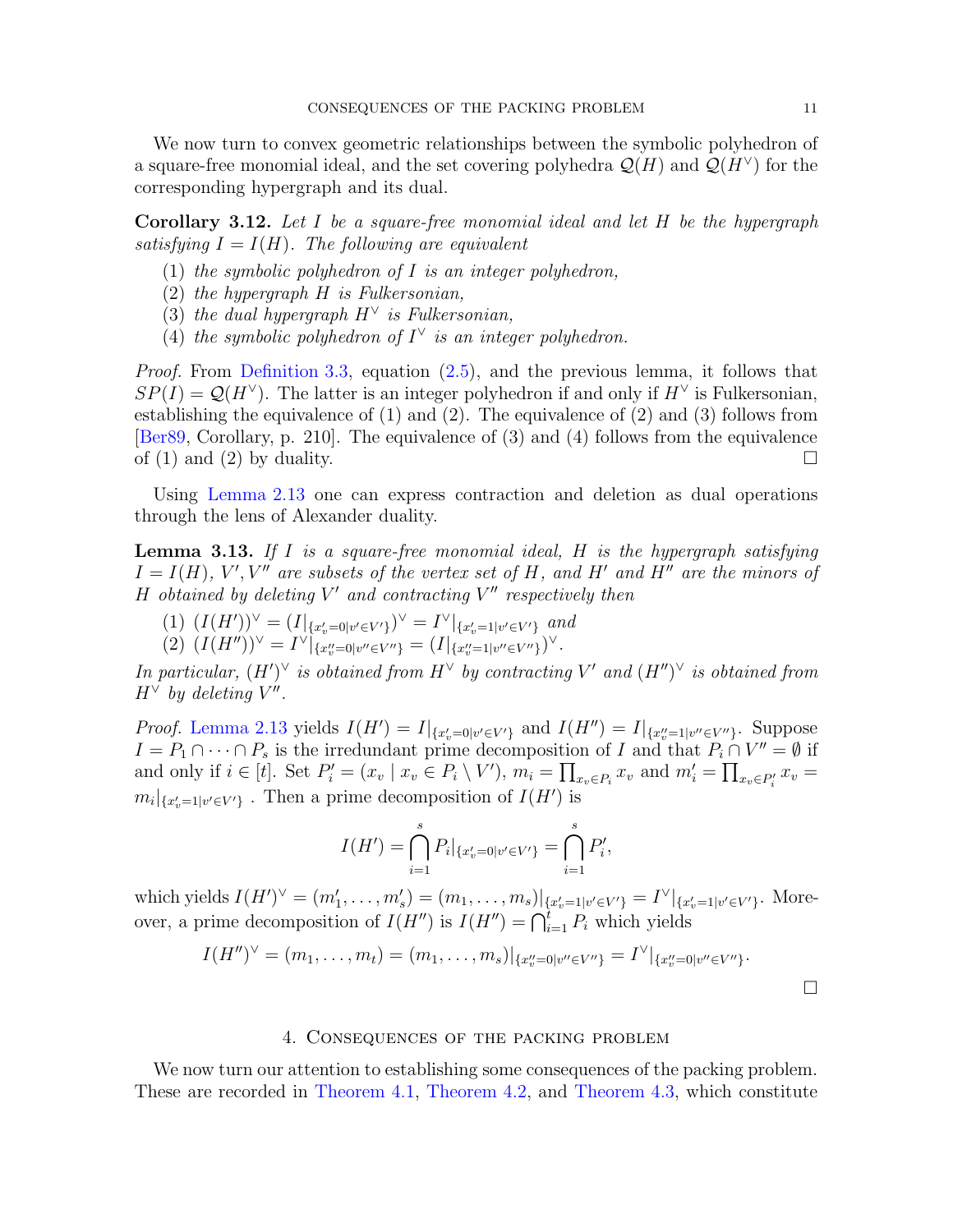We now turn to convex geometric relationships between the symbolic polyhedron of a square-free monomial ideal, and the set covering polyhedra $\mathcal{Q}(H)$ and $\mathcal{Q}(H^\vee)$ for the corresponding hypergraph and its dual.

**Corollary 3.12.** *Let $I$ be a square-free monomial ideal and let $H$ be the hypergraph satisfying $I = I(H)$. The following are equivalent*

1. *the symbolic polyhedron of $I$ is an integer polyhedron,*
2. *the hypergraph $H$ is Fulkersonian,*
3. *the dual hypergraph $H^\vee$ is Fulkersonian,*
4. *the symbolic polyhedron of $I^\vee$ is an integer polyhedron.*

*Proof.* From Definition 3.3, equation (2.5), and the previous lemma, it follows that $SP(I) = \mathcal{Q}(H^\vee)$. The latter is an integer polyhedron if and only if $H^\vee$ is Fulkersonian, establishing the equivalence of (1) and (2). The equivalence of (2) and (3) follows from [Ber89, Corollary, p. 210]. The equivalence of (3) and (4) follows from the equivalence of (1) and (2) by duality. $\square$

Using Lemma 2.13 one can express contraction and deletion as dual operations through the lens of Alexander duality.

**Lemma 3.13.** *If $I$ is a square-free monomial ideal, $H$ is the hypergraph satisfying $I = I(H)$, $V', V''$ are subsets of the vertex set of $H$, and $H'$ and $H''$ are the minors of $H$ obtained by deleting $V'$ and contracting $V''$ respectively then*

1. $(I(H'))^\vee = (I|_{\{x'_v=0|v'\in V'\}})^\vee = I^\vee|_{\{x'_v=1|v'\in V'\}}$ *and*
2. $(I(H''))^\vee = I^\vee|_{\{x''_v=0|v''\in V''\}} = (I|_{\{x''_v=1|v''\in V''\}})^\vee$.

*In particular, $(H')^\vee$ is obtained from $H^\vee$ by contracting $V'$ and $(H'')^\vee$ is obtained from $H^\vee$ by deleting $V''$.*

*Proof.* Lemma 2.13 yields $I(H') = I|_{\{x'_v=0|v'\in V'\}}$ and $I(H'') = I|_{\{x''_v=1|v''\in V''\}}$. Suppose $I = P_1 \cap \cdots \cap P_s$ is the irredundant prime decomposition of $I$ and that $P_i \cap V'' = \emptyset$ if and only if $i \in [t]$. Set $P'_i = (x_v \mid x_v \in P_i \setminus V')$, $m_i = \prod_{x_v\in P_i} x_v$ and $m'_i = \prod_{x_v\in P'_i} x_v = m_i|_{\{x'_v=1|v'\in V'\}}$ . Then a prime decomposition of $I(H')$ is

$$I(H') = \bigcap_{i=1}^{s} P_i|_{\{x'_v=0|v'\in V'\}} = \bigcap_{i=1}^{s} P'_i,$$

which yields $I(H')^\vee = (m'_1, \ldots, m'_s) = (m_1, \ldots, m_s)|_{\{x'_v=1|v'\in V'\}} = I^\vee|_{\{x'_v=1|v'\in V'\}}$. Moreover, a prime decomposition of $I(H'')$ is $I(H'') = \bigcap_{i=1}^{t} P_i$ which yields

$$I(H'')^\vee = (m_1, \ldots, m_t) = (m_1, \ldots, m_s)|_{\{x''_v=0|v''\in V''\}} = I^\vee|_{\{x''_v=0|v''\in V''\}}.$$

$\square$

## 4. Consequences of the packing problem

We now turn our attention to establishing some consequences of the packing problem. These are recorded in Theorem 4.1, Theorem 4.2, and Theorem 4.3, which constitute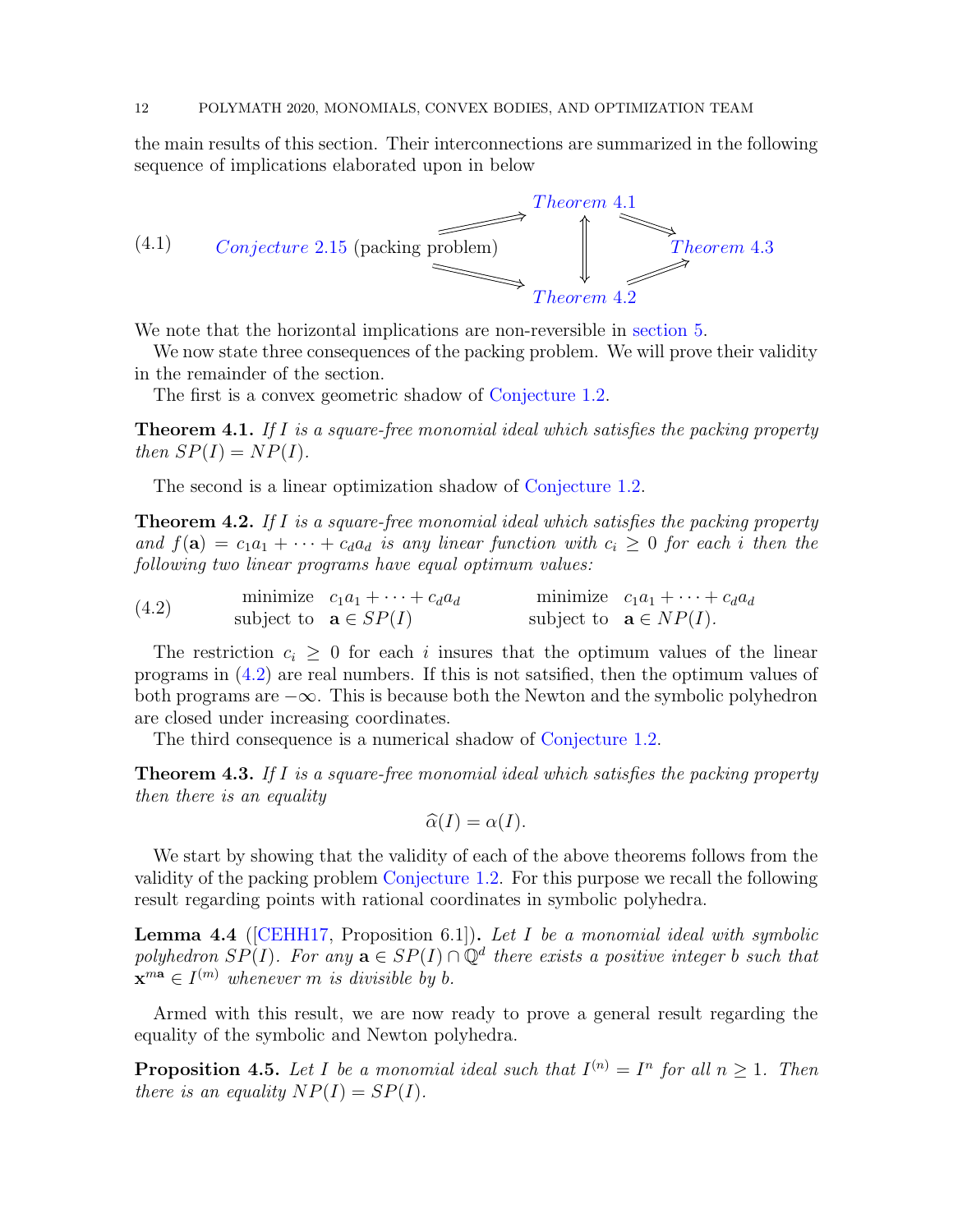the main results of this section. Their interconnections are summarized in the following sequence of implications elaborated upon in below

$$\text{(4.1)} \qquad \text{Conjecture 2.15 (packing problem)} \begin{array}{c} \Longrightarrow \text{Theorem 4.1} \\ \Updownarrow \\ \Longrightarrow \text{Theorem 4.2} \end{array} \begin{array}{c} \Longrightarrow \\ \text{Theorem 4.3} \\ \Longrightarrow \end{array}$$

We note that the horizontal implications are non-reversible in section 5.

We now state three consequences of the packing problem. We will prove their validity in the remainder of the section.

The first is a convex geometric shadow of Conjecture 1.2.

**Theorem 4.1.** *If $I$ is a square-free monomial ideal which satisfies the packing property then $SP(I) = NP(I)$.*

The second is a linear optimization shadow of Conjecture 1.2.

**Theorem 4.2.** *If $I$ is a square-free monomial ideal which satisfies the packing property and $f(\mathbf{a}) = c_1a_1 + \cdots + c_da_d$ is any linear function with $c_i \geq 0$ for each $i$ then the following two linear programs have equal optimum values:*

$$\text{(4.2)} \qquad \begin{array}{ll} \text{minimize} & c_1a_1 + \cdots + c_da_d \\ \text{subject to} & \mathbf{a} \in SP(I) \end{array} \qquad \begin{array}{ll} \text{minimize} & c_1a_1 + \cdots + c_da_d \\ \text{subject to} & \mathbf{a} \in NP(I). \end{array}$$

The restriction $c_i \geq 0$ for each $i$ insures that the optimum values of the linear programs in (4.2) are real numbers. If this is not satsified, then the optimum values of both programs are $-\infty$. This is because both the Newton and the symbolic polyhedron are closed under increasing coordinates.

The third consequence is a numerical shadow of Conjecture 1.2.

**Theorem 4.3.** *If $I$ is a square-free monomial ideal which satisfies the packing property then there is an equality*

$$\widehat{\alpha}(I) = \alpha(I).$$

We start by showing that the validity of each of the above theorems follows from the validity of the packing problem Conjecture 1.2. For this purpose we recall the following result regarding points with rational coordinates in symbolic polyhedra.

**Lemma 4.4** ([CEHH17, Proposition 6.1])**.** *Let $I$ be a monomial ideal with symbolic polyhedron $SP(I)$. For any $\mathbf{a} \in SP(I) \cap \mathbb{Q}^d$ there exists a positive integer $b$ such that $\mathbf{x}^{m\mathbf{a}} \in I^{(m)}$ whenever $m$ is divisible by $b$.*

Armed with this result, we are now ready to prove a general result regarding the equality of the symbolic and Newton polyhedra.

**Proposition 4.5.** *Let $I$ be a monomial ideal such that $I^{(n)} = I^n$ for all $n \geq 1$. Then there is an equality $NP(I) = SP(I)$.*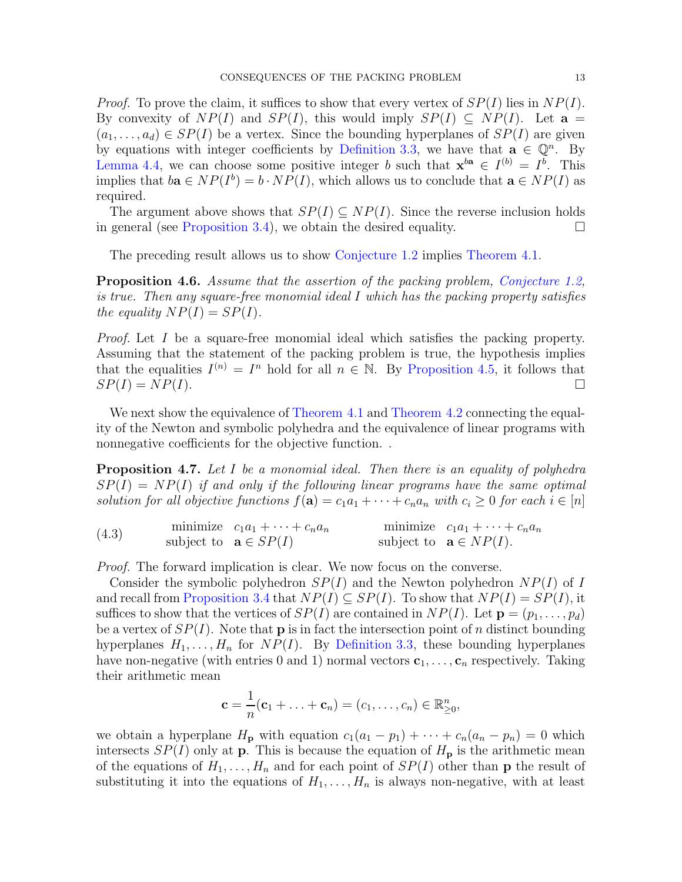*Proof.* To prove the claim, it suffices to show that every vertex of $SP(I)$ lies in $NP(I)$. By convexity of $NP(I)$ and $SP(I)$, this would imply $SP(I) \subseteq NP(I)$. Let $\mathbf{a} = (a_1, \ldots, a_d) \in SP(I)$ be a vertex. Since the bounding hyperplanes of $SP(I)$ are given by equations with integer coefficients by Definition 3.3, we have that $\mathbf{a} \in \mathbb{Q}^n$. By Lemma 4.4, we can choose some positive integer $b$ such that $\mathbf{x}^{b\mathbf{a}} \in I^{(b)} = I^b$. This implies that $b\mathbf{a} \in NP(I^b) = b \cdot NP(I)$, which allows us to conclude that $\mathbf{a} \in NP(I)$ as required.

The argument above shows that $SP(I) \subseteq NP(I)$. Since the reverse inclusion holds in general (see Proposition 3.4), we obtain the desired equality. $\square$

The preceding result allows us to show Conjecture 1.2 implies Theorem 4.1.

**Proposition 4.6.** *Assume that the assertion of the packing problem, Conjecture 1.2, is true. Then any square-free monomial ideal $I$ which has the packing property satisfies the equality $NP(I) = SP(I)$.*

*Proof.* Let $I$ be a square-free monomial ideal which satisfies the packing property. Assuming that the statement of the packing problem is true, the hypothesis implies that the equalities $I^{(n)} = I^n$ hold for all $n \in \mathbb{N}$. By Proposition 4.5, it follows that $SP(I) = NP(I)$. $\square$

We next show the equivalence of Theorem 4.1 and Theorem 4.2 connecting the equality of the Newton and symbolic polyhedra and the equivalence of linear programs with nonnegative coefficients for the objective function. .

**Proposition 4.7.** *Let $I$ be a monomial ideal. Then there is an equality of polyhedra $SP(I) = NP(I)$ if and only if the following linear programs have the same optimal solution for all objective functions $f(\mathbf{a}) = c_1a_1 + \cdots + c_na_n$ with $c_i \geq 0$ for each $i \in [n]$*

$$\begin{array}{llcll} \text{minimize} & c_1a_1 + \cdots + c_na_n & \qquad & \text{minimize} & c_1a_1 + \cdots + c_na_n \\ \text{subject to} & \mathbf{a} \in SP(I) & & \text{subject to} & \mathbf{a} \in NP(I). \end{array} \tag{4.3}$$

*Proof.* The forward implication is clear. We now focus on the converse.

Consider the symbolic polyhedron $SP(I)$ and the Newton polyhedron $NP(I)$ of $I$ and recall from Proposition 3.4 that $NP(I) \subseteq SP(I)$. To show that $NP(I) = SP(I)$, it suffices to show that the vertices of $SP(I)$ are contained in $NP(I)$. Let $\mathbf{p} = (p_1, \ldots, p_d)$ be a vertex of $SP(I)$. Note that $\mathbf{p}$ is in fact the intersection point of $n$ distinct bounding hyperplanes $H_1, \ldots, H_n$ for $NP(I)$. By Definition 3.3, these bounding hyperplanes have non-negative (with entries 0 and 1) normal vectors $\mathbf{c}_1, \ldots, \mathbf{c}_n$ respectively. Taking their arithmetic mean

$$\mathbf{c} = \frac{1}{n}(\mathbf{c}_1 + \ldots + \mathbf{c}_n) = (c_1, \ldots, c_n) \in \mathbb{R}^n_{\geq 0},$$

we obtain a hyperplane $H_{\mathbf{p}}$ with equation $c_1(a_1 - p_1) + \cdots + c_n(a_n - p_n) = 0$ which intersects $SP(I)$ only at $\mathbf{p}$. This is because the equation of $H_{\mathbf{p}}$ is the arithmetic mean of the equations of $H_1, \ldots, H_n$ and for each point of $SP(I)$ other than $\mathbf{p}$ the result of substituting it into the equations of $H_1, \ldots, H_n$ is always non-negative, with at least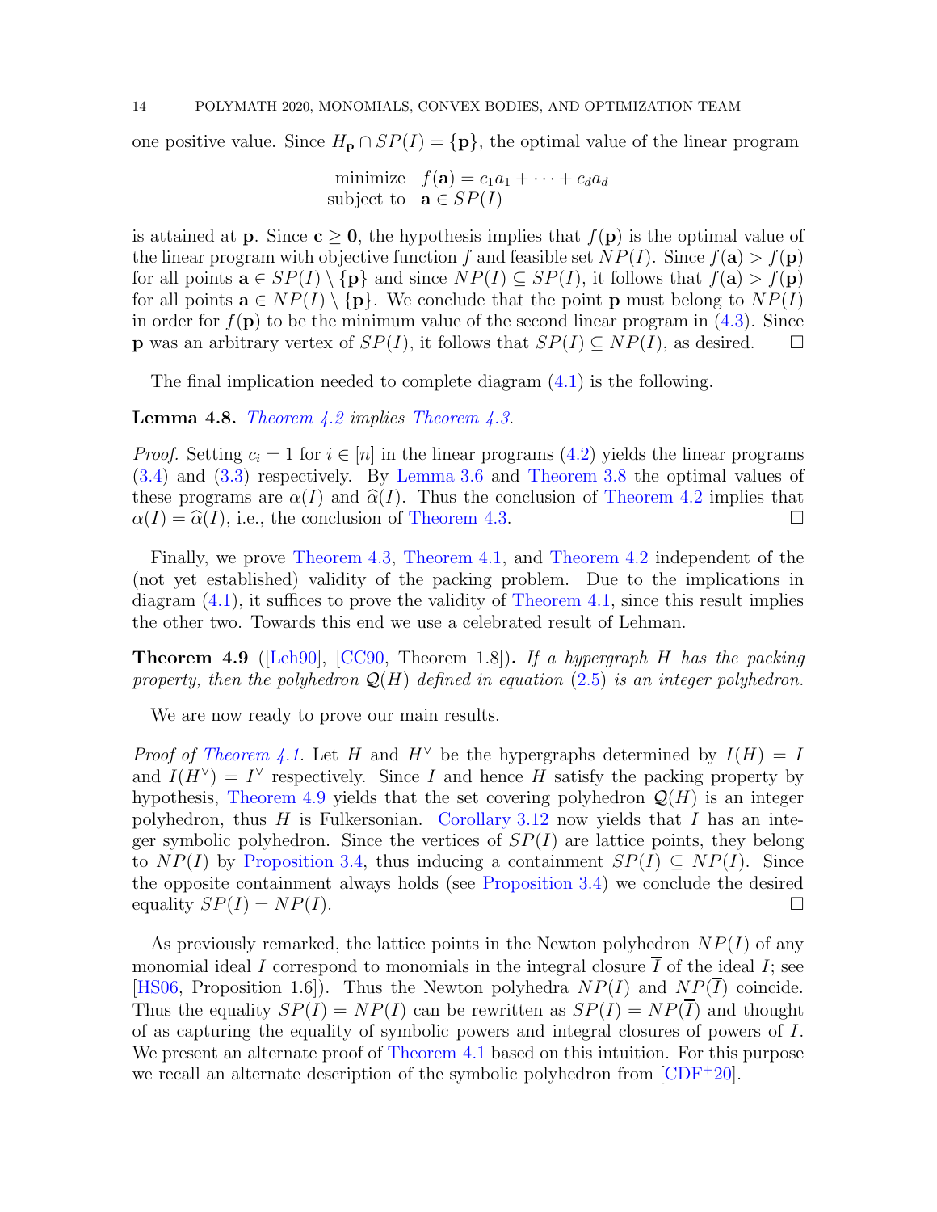one positive value. Since $H_{\mathbf{p}} \cap SP(I) = \{\mathbf{p}\}$, the optimal value of the linear program

$$
\begin{array}{ll}
\text{minimize} & f(\mathbf{a}) = c_1 a_1 + \cdots + c_d a_d \\
\text{subject to} & \mathbf{a} \in SP(I)
\end{array}
$$

is attained at $\mathbf{p}$. Since $\mathbf{c} \geq \mathbf{0}$, the hypothesis implies that $f(\mathbf{p})$ is the optimal value of the linear program with objective function $f$ and feasible set $NP(I)$. Since $f(\mathbf{a}) > f(\mathbf{p})$ for all points $\mathbf{a} \in SP(I) \setminus \{\mathbf{p}\}$ and since $NP(I) \subseteq SP(I)$, it follows that $f(\mathbf{a}) > f(\mathbf{p})$ for all points $\mathbf{a} \in NP(I) \setminus \{\mathbf{p}\}$. We conclude that the point $\mathbf{p}$ must belong to $NP(I)$ in order for $f(\mathbf{p})$ to be the minimum value of the second linear program in (4.3). Since $\mathbf{p}$ was an arbitrary vertex of $SP(I)$, it follows that $SP(I) \subseteq NP(I)$, as desired. ☐

The final implication needed to complete diagram (4.1) is the following.

**Lemma 4.8.** *Theorem 4.2 implies Theorem 4.3.*

*Proof.* Setting $c_i = 1$ for $i \in [n]$ in the linear programs (4.2) yields the linear programs (3.4) and (3.3) respectively. By Lemma 3.6 and Theorem 3.8 the optimal values of these programs are $\alpha(I)$ and $\widehat{\alpha}(I)$. Thus the conclusion of Theorem 4.2 implies that $\alpha(I) = \widehat{\alpha}(I)$, i.e., the conclusion of Theorem 4.3. ☐

Finally, we prove Theorem 4.3, Theorem 4.1, and Theorem 4.2 independent of the (not yet established) validity of the packing problem. Due to the implications in diagram (4.1), it suffices to prove the validity of Theorem 4.1, since this result implies the other two. Towards this end we use a celebrated result of Lehman.

**Theorem 4.9** ([Leh90], [CC90, Theorem 1.8])**.** *If a hypergraph $H$ has the packing property, then the polyhedron $\mathcal{Q}(H)$ defined in equation (2.5) is an integer polyhedron.*

We are now ready to prove our main results.

*Proof of Theorem 4.1.* Let $H$ and $H^\vee$ be the hypergraphs determined by $I(H) = I$ and $I(H^\vee) = I^\vee$ respectively. Since $I$ and hence $H$ satisfy the packing property by hypothesis, Theorem 4.9 yields that the set covering polyhedron $\mathcal{Q}(H)$ is an integer polyhedron, thus $H$ is Fulkersonian. Corollary 3.12 now yields that $I$ has an integer symbolic polyhedron. Since the vertices of $SP(I)$ are lattice points, they belong to $NP(I)$ by Proposition 3.4, thus inducing a containment $SP(I) \subseteq NP(I)$. Since the opposite containment always holds (see Proposition 3.4) we conclude the desired equality $SP(I) = NP(I)$. ☐

As previously remarked, the lattice points in the Newton polyhedron $NP(I)$ of any monomial ideal $I$ correspond to monomials in the integral closure $\overline{I}$ of the ideal $I$; see [HS06, Proposition 1.6]). Thus the Newton polyhedra $NP(I)$ and $NP(\overline{I})$ coincide. Thus the equality $SP(I) = NP(I)$ can be rewritten as $SP(I) = NP(\overline{I})$ and thought of as capturing the equality of symbolic powers and integral closures of powers of $I$. We present an alternate proof of Theorem 4.1 based on this intuition. For this purpose we recall an alternate description of the symbolic polyhedron from [CDF+20].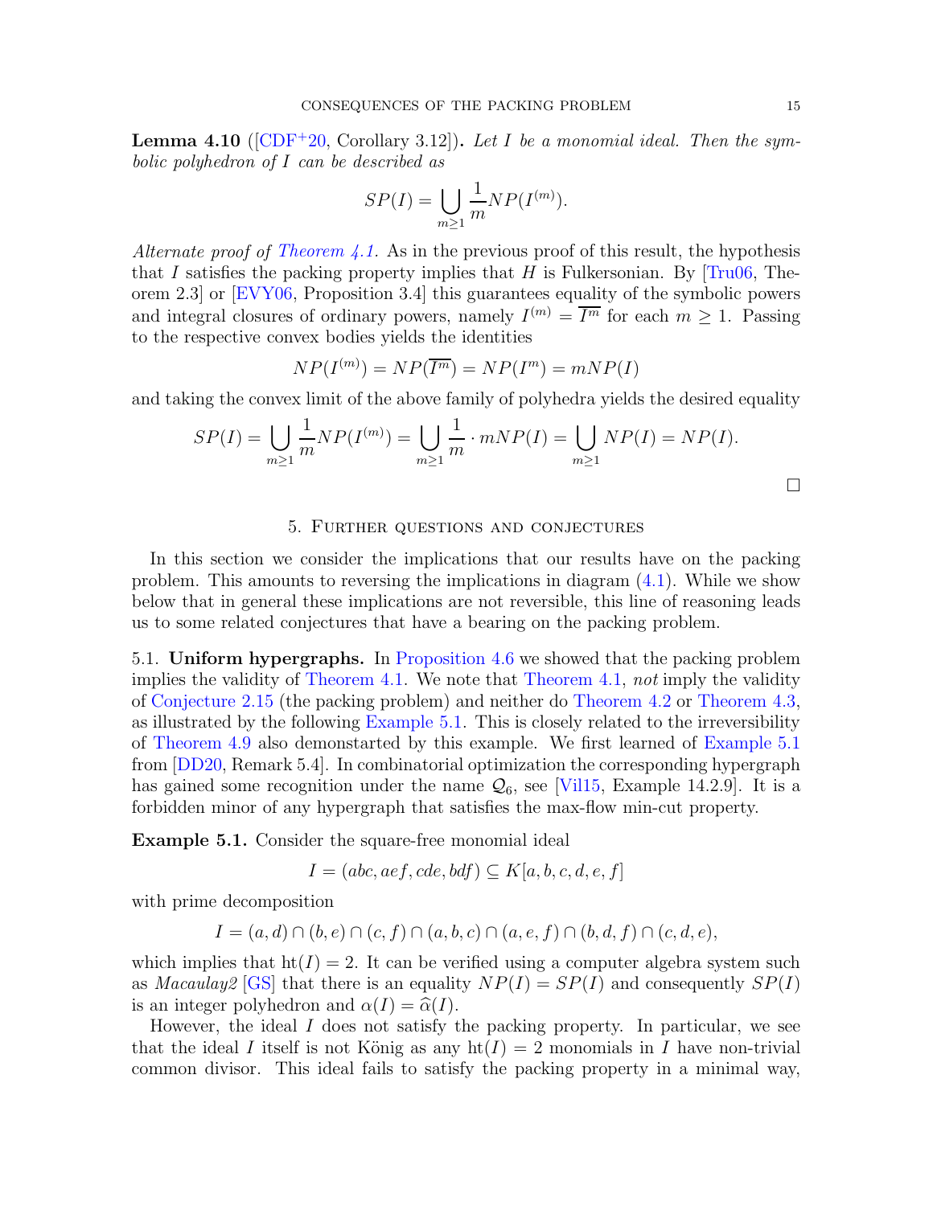**Lemma 4.10** ([CDF+20, Corollary 3.12])**.** *Let $I$ be a monomial ideal. Then the symbolic polyhedron of $I$ can be described as*

$$SP(I) = \bigcup_{m\geq 1} \frac{1}{m} NP(I^{(m)}).$$

*Alternate proof of Theorem 4.1.* As in the previous proof of this result, the hypothesis that $I$ satisfies the packing property implies that $H$ is Fulkersonian. By [Tru06, Theorem 2.3] or [EVY06, Proposition 3.4] this guarantees equality of the symbolic powers and integral closures of ordinary powers, namely $I^{(m)} = \overline{I^m}$ for each $m \geq 1$. Passing to the respective convex bodies yields the identities

$$NP(I^{(m)}) = NP(\overline{I^m}) = NP(I^m) = mNP(I)$$

and taking the convex limit of the above family of polyhedra yields the desired equality

$$SP(I) = \bigcup_{m\geq 1} \frac{1}{m} NP(I^{(m)}) = \bigcup_{m\geq 1} \frac{1}{m} \cdot mNP(I) = \bigcup_{m\geq 1} NP(I) = NP(I).$$

□

## 5. Further questions and conjectures

In this section we consider the implications that our results have on the packing problem. This amounts to reversing the implications in diagram (4.1). While we show below that in general these implications are not reversible, this line of reasoning leads us to some related conjectures that have a bearing on the packing problem.

### 5.1. Uniform hypergraphs.

In Proposition 4.6 we showed that the packing problem implies the validity of Theorem 4.1. We note that Theorem 4.1, *not* imply the validity of Conjecture 2.15 (the packing problem) and neither do Theorem 4.2 or Theorem 4.3, as illustrated by the following Example 5.1. This is closely related to the irreversibility of Theorem 4.9 also demonstarted by this example. We first learned of Example 5.1 from [DD20, Remark 5.4]. In combinatorial optimization the corresponding hypergraph has gained some recognition under the name $\mathcal{Q}_6$, see [Vil15, Example 14.2.9]. It is a forbidden minor of any hypergraph that satisfies the max-flow min-cut property.

**Example 5.1.** Consider the square-free monomial ideal

$$I = (abc, aef, cde, bdf) \subseteq K[a, b, c, d, e, f]$$

with prime decomposition

$$I = (a, d) \cap (b, e) \cap (c, f) \cap (a, b, c) \cap (a, e, f) \cap (b, d, f) \cap (c, d, e),$$

which implies that $\operatorname{ht}(I) = 2$. It can be verified using a computer algebra system such as *Macaulay2* [GS] that there is an equality $NP(I) = SP(I)$ and consequently $SP(I)$ is an integer polyhedron and $\alpha(I) = \widehat{\alpha}(I)$.

However, the ideal $I$ does not satisfy the packing property. In particular, we see that the ideal $I$ itself is not König as any $\operatorname{ht}(I) = 2$ monomials in $I$ have non-trivial common divisor. This ideal fails to satisfy the packing property in a minimal way,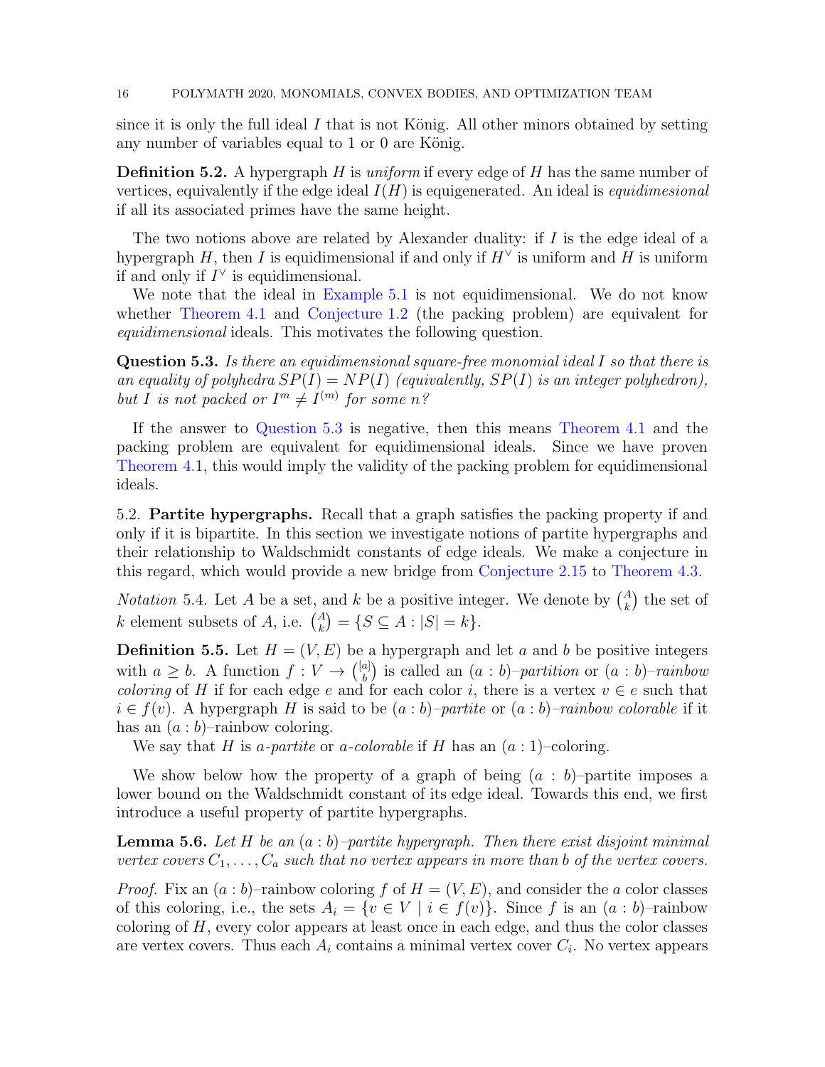since it is only the full ideal $I$ that is not König. All other minors obtained by setting any number of variables equal to 1 or 0 are König.

**Definition 5.2.** A hypergraph $H$ is *uniform* if every edge of $H$ has the same number of vertices, equivalently if the edge ideal $I(H)$ is equigenerated. An ideal is *equidimesional* if all its associated primes have the same height.

The two notions above are related by Alexander duality: if $I$ is the edge ideal of a hypergraph $H$, then $I$ is equidimensional if and only if $H^\vee$ is uniform and $H$ is uniform if and only if $I^\vee$ is equidimensional.

We note that the ideal in Example 5.1 is not equidimensional. We do not know whether Theorem 4.1 and Conjecture 1.2 (the packing problem) are equivalent for *equidimensional* ideals. This motivates the following question.

**Question 5.3.** *Is there an equidimensional square-free monomial ideal $I$ so that there is an equality of polyhedra $SP(I) = NP(I)$ (equivalently, $SP(I)$ is an integer polyhedron), but $I$ is not packed or $I^m \neq I^{(m)}$ for some $n$?*

If the answer to Question 5.3 is negative, then this means Theorem 4.1 and the packing problem are equivalent for equidimensional ideals. Since we have proven Theorem 4.1, this would imply the validity of the packing problem for equidimensional ideals.

## 5.2. Partite hypergraphs.

Recall that a graph satisfies the packing property if and only if it is bipartite. In this section we investigate notions of partite hypergraphs and their relationship to Waldschmidt constants of edge ideals. We make a conjecture in this regard, which would provide a new bridge from Conjecture 2.15 to Theorem 4.3.

*Notation* 5.4. Let $A$ be a set, and $k$ be a positive integer. We denote by $\binom{A}{k}$ the set of $k$ element subsets of $A$, i.e. $\binom{A}{k} = \{S \subseteq A : |S| = k\}$.

**Definition 5.5.** Let $H = (V, E)$ be a hypergraph and let $a$ and $b$ be positive integers with $a \geq b$. A function $f : V \to \binom{[a]}{b}$ is called an $(a : b)$*–partition* or $(a : b)$*–rainbow coloring* of $H$ if for each edge $e$ and for each color $i$, there is a vertex $v \in e$ such that $i \in f(v)$. A hypergraph $H$ is said to be $(a : b)$*–partite* or $(a : b)$*–rainbow colorable* if it has an $(a : b)$–rainbow coloring.

We say that $H$ is *$a$-partite* or *$a$-colorable* if $H$ has an $(a : 1)$–coloring.

We show below how the property of a graph of being $(a : b)$–partite imposes a lower bound on the Waldschmidt constant of its edge ideal. Towards this end, we first introduce a useful property of partite hypergraphs.

**Lemma 5.6.** *Let $H$ be an $(a : b)$–partite hypergraph. Then there exist disjoint minimal vertex covers $C_1, \ldots, C_a$ such that no vertex appears in more than $b$ of the vertex covers.*

*Proof.* Fix an $(a : b)$–rainbow coloring $f$ of $H = (V, E)$, and consider the $a$ color classes of this coloring, i.e., the sets $A_i = \{v \in V \mid i \in f(v)\}$. Since $f$ is an $(a : b)$–rainbow coloring of $H$, every color appears at least once in each edge, and thus the color classes are vertex covers. Thus each $A_i$ contains a minimal vertex cover $C_i$. No vertex appears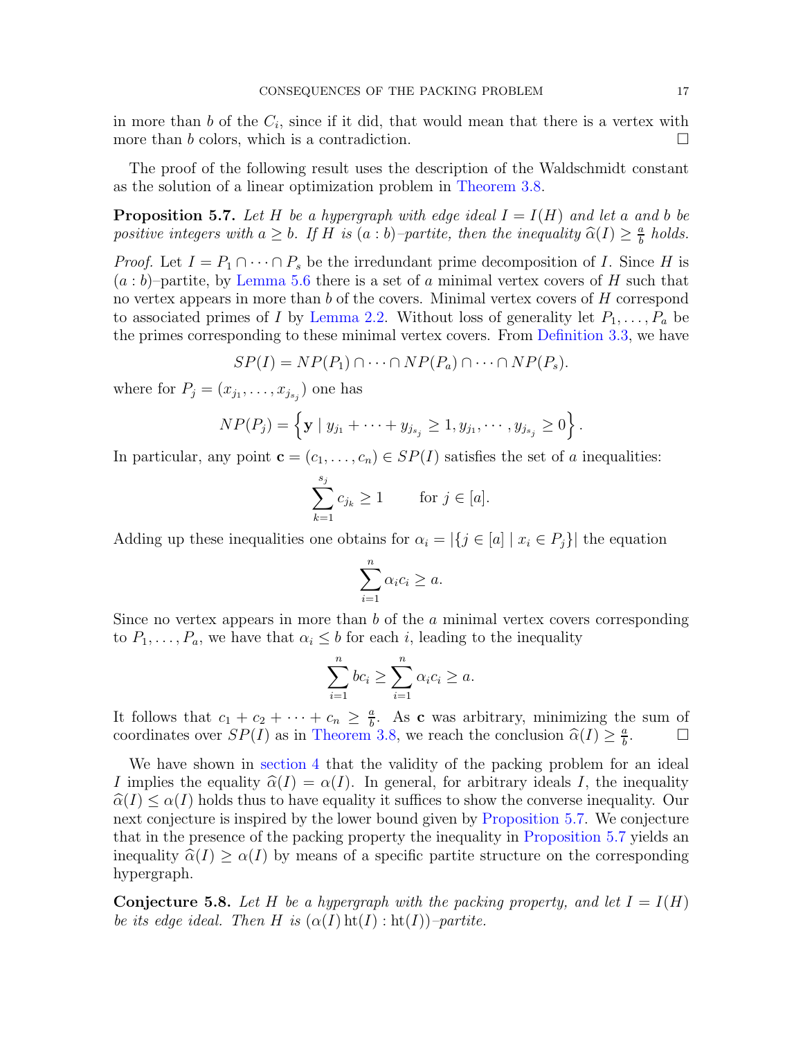in more than $b$ of the $C_i$, since if it did, that would mean that there is a vertex with more than $b$ colors, which is a contradiction. $\square$

The proof of the following result uses the description of the Waldschmidt constant as the solution of a linear optimization problem in Theorem 3.8.

**Proposition 5.7.** *Let $H$ be a hypergraph with edge ideal $I = I(H)$ and let $a$ and $b$ be positive integers with $a \geq b$. If $H$ is $(a:b)$–partite, then the inequality $\widehat{\alpha}(I) \geq \frac{a}{b}$ holds.*

*Proof.* Let $I = P_1 \cap \cdots \cap P_s$ be the irredundant prime decomposition of $I$. Since $H$ is $(a:b)$–partite, by Lemma 5.6 there is a set of $a$ minimal vertex covers of $H$ such that no vertex appears in more than $b$ of the covers. Minimal vertex covers of $H$ correspond to associated primes of $I$ by Lemma 2.2. Without loss of generality let $P_1, \ldots, P_a$ be the primes corresponding to these minimal vertex covers. From Definition 3.3, we have

$$SP(I) = NP(P_1) \cap \cdots \cap NP(P_a) \cap \cdots \cap NP(P_s).$$

where for $P_j = (x_{j_1}, \ldots, x_{j_{s_j}})$ one has

$$NP(P_j) = \left\{ \mathbf{y} \mid y_{j_1} + \cdots + y_{j_{s_j}} \geq 1, y_{j_1}, \cdots, y_{j_{s_j}} \geq 0 \right\}.$$

In particular, any point $\mathbf{c} = (c_1, \ldots, c_n) \in SP(I)$ satisfies the set of $a$ inequalities:

$$\sum_{k=1}^{s_j} c_{j_k} \geq 1 \qquad \text{for } j \in [a].$$

Adding up these inequalities one obtains for $\alpha_i = |\{j \in [a] \mid x_i \in P_j\}|$ the equation

$$\sum_{i=1}^{n} \alpha_i c_i \geq a.$$

Since no vertex appears in more than $b$ of the $a$ minimal vertex covers corresponding to $P_1, \ldots, P_a$, we have that $\alpha_i \leq b$ for each $i$, leading to the inequality

$$\sum_{i=1}^{n} b c_i \geq \sum_{i=1}^{n} \alpha_i c_i \geq a.$$

It follows that $c_1 + c_2 + \cdots + c_n \geq \frac{a}{b}$. As $\mathbf{c}$ was arbitrary, minimizing the sum of coordinates over $SP(I)$ as in Theorem 3.8, we reach the conclusion $\widehat{\alpha}(I) \geq \frac{a}{b}$. $\square$

We have shown in section 4 that the validity of the packing problem for an ideal $I$ implies the equality $\widehat{\alpha}(I) = \alpha(I)$. In general, for arbitrary ideals $I$, the inequality $\widehat{\alpha}(I) \leq \alpha(I)$ holds thus to have equality it suffices to show the converse inequality. Our next conjecture is inspired by the lower bound given by Proposition 5.7. We conjecture that in the presence of the packing property the inequality in Proposition 5.7 yields an inequality $\widehat{\alpha}(I) \geq \alpha(I)$ by means of a specific partite structure on the corresponding hypergraph.

**Conjecture 5.8.** *Let $H$ be a hypergraph with the packing property, and let $I = I(H)$ be its edge ideal. Then $H$ is $(\alpha(I)\operatorname{ht}(I) : \operatorname{ht}(I))$–partite.*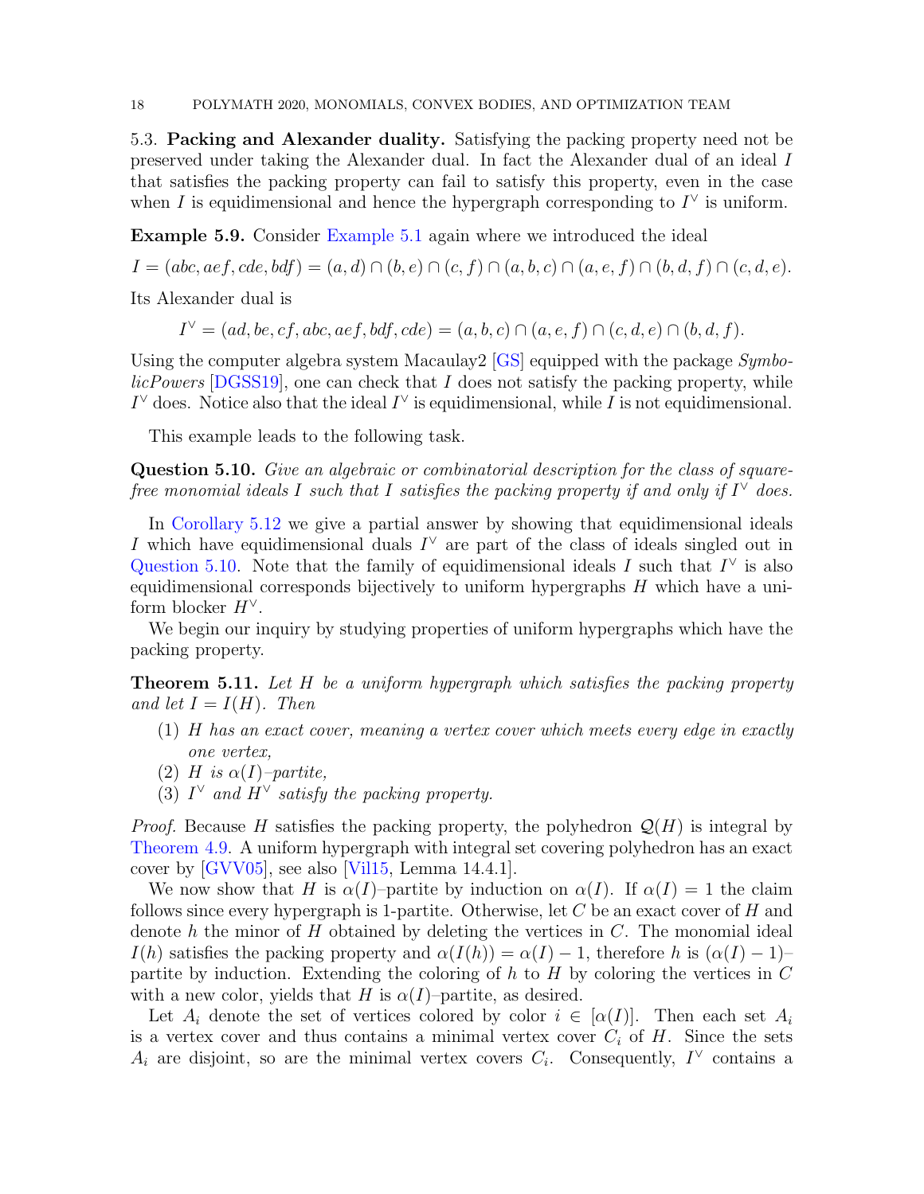**5.3. Packing and Alexander duality.** Satisfying the packing property need not be preserved under taking the Alexander dual. In fact the Alexander dual of an ideal $I$ that satisfies the packing property can fail to satisfy this property, even in the case when $I$ is equidimensional and hence the hypergraph corresponding to $I^\vee$ is uniform.

**Example 5.9.** Consider Example 5.1 again where we introduced the ideal

$$I = (abc, aef, cde, bdf) = (a, d) \cap (b, e) \cap (c, f) \cap (a, b, c) \cap (a, e, f) \cap (b, d, f) \cap (c, d, e).$$

Its Alexander dual is

$$I^\vee = (ad, be, cf, abc, aef, bdf, cde) = (a, b, c) \cap (a, e, f) \cap (c, d, e) \cap (b, d, f).$$

Using the computer algebra system Macaulay2 [GS] equipped with the package *SymbolicPowers* [DGSS19], one can check that $I$ does not satisfy the packing property, while $I^\vee$ does. Notice also that the ideal $I^\vee$ is equidimensional, while $I$ is not equidimensional.

This example leads to the following task.

**Question 5.10.** *Give an algebraic or combinatorial description for the class of square-free monomial ideals $I$ such that $I$ satisfies the packing property if and only if $I^\vee$ does.*

In Corollary 5.12 we give a partial answer by showing that equidimensional ideals $I$ which have equidimensional duals $I^\vee$ are part of the class of ideals singled out in Question 5.10. Note that the family of equidimensional ideals $I$ such that $I^\vee$ is also equidimensional corresponds bijectively to uniform hypergraphs $H$ which have a uniform blocker $H^\vee$.

We begin our inquiry by studying properties of uniform hypergraphs which have the packing property.

**Theorem 5.11.** *Let $H$ be a uniform hypergraph which satisfies the packing property and let $I = I(H)$. Then*

1. *$H$ has an exact cover, meaning a vertex cover which meets every edge in exactly one vertex,*
2. *$H$ is $\alpha(I)$–partite,*
3. *$I^\vee$ and $H^\vee$ satisfy the packing property.*

*Proof.* Because $H$ satisfies the packing property, the polyhedron $\mathcal{Q}(H)$ is integral by Theorem 4.9. A uniform hypergraph with integral set covering polyhedron has an exact cover by [GVV05], see also [Vil15, Lemma 14.4.1].

We now show that $H$ is $\alpha(I)$–partite by induction on $\alpha(I)$. If $\alpha(I) = 1$ the claim follows since every hypergraph is 1-partite. Otherwise, let $C$ be an exact cover of $H$ and denote $h$ the minor of $H$ obtained by deleting the vertices in $C$. The monomial ideal $I(h)$ satisfies the packing property and $\alpha(I(h)) = \alpha(I) - 1$, therefore $h$ is $(\alpha(I) - 1)$–partite by induction. Extending the coloring of $h$ to $H$ by coloring the vertices in $C$ with a new color, yields that $H$ is $\alpha(I)$–partite, as desired.

Let $A_i$ denote the set of vertices colored by color $i \in [\alpha(I)]$. Then each set $A_i$ is a vertex cover and thus contains a minimal vertex cover $C_i$ of $H$. Since the sets $A_i$ are disjoint, so are the minimal vertex covers $C_i$. Consequently, $I^\vee$ contains a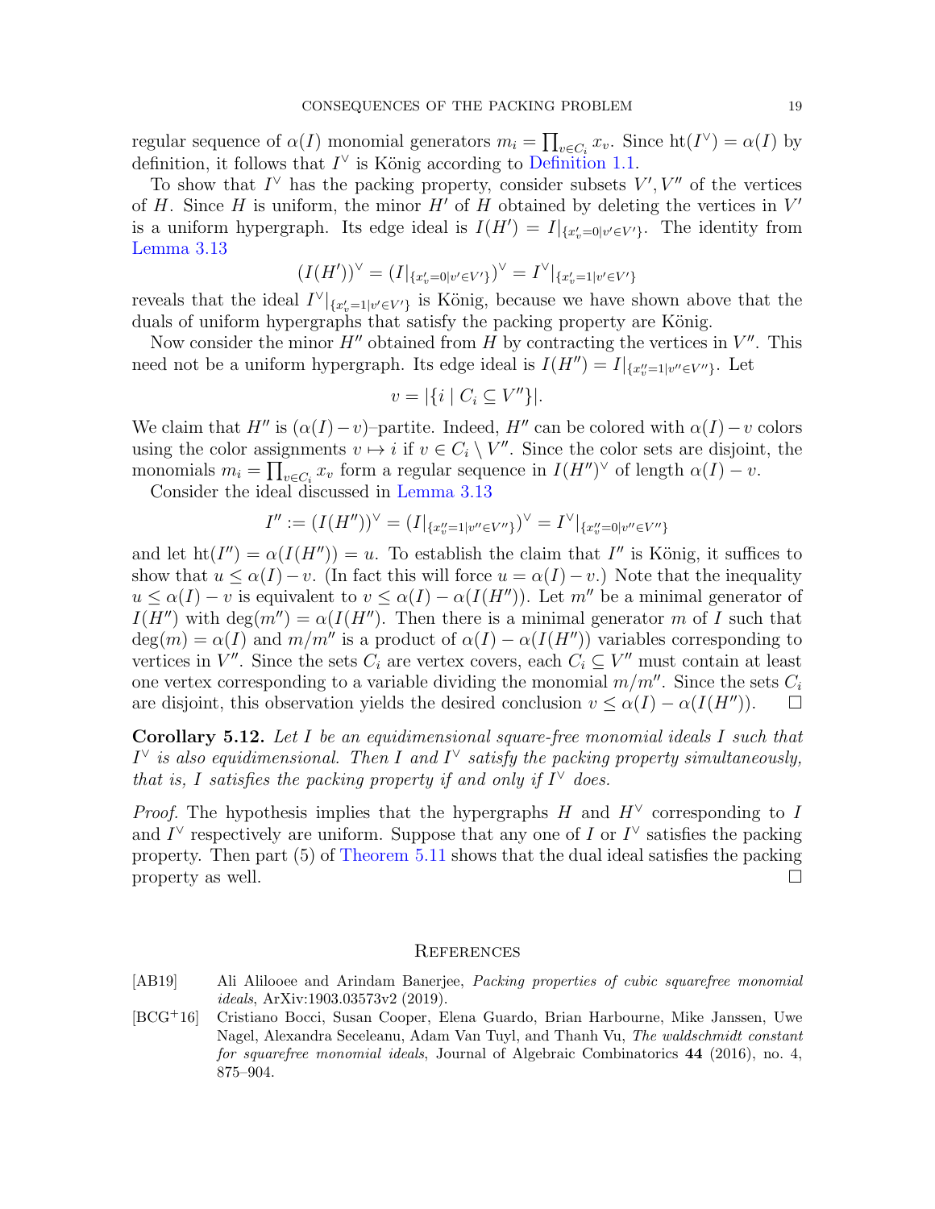regular sequence of $\alpha(I)$ monomial generators $m_i = \prod_{v \in C_i} x_v$. Since $\operatorname{ht}(I^\vee) = \alpha(I)$ by definition, it follows that $I^\vee$ is König according to Definition 1.1.

To show that $I^\vee$ has the packing property, consider subsets $V', V''$ of the vertices of $H$. Since $H$ is uniform, the minor $H'$ of $H$ obtained by deleting the vertices in $V'$ is a uniform hypergraph. Its edge ideal is $I(H') = I|_{\{x'_v = 0 | v' \in V'\}}$. The identity from Lemma 3.13

$$(I(H'))^\vee = (I|_{\{x'_v=0|v'\in V'\}})^\vee = I^\vee|_{\{x'_v=1|v'\in V'\}}$$

reveals that the ideal $I^\vee|_{\{x'_v=1|v'\in V'\}}$ is König, because we have shown above that the duals of uniform hypergraphs that satisfy the packing property are König.

Now consider the minor $H''$ obtained from $H$ by contracting the vertices in $V''$. This need not be a uniform hypergraph. Its edge ideal is $I(H'') = I|_{\{x''_v=1|v''\in V''\}}$. Let

$$v = |\{i \mid C_i \subseteq V''\}|.$$

We claim that $H''$ is $(\alpha(I) - v)$–partite. Indeed, $H''$ can be colored with $\alpha(I) - v$ colors using the color assignments $v \mapsto i$ if $v \in C_i \setminus V''$. Since the color sets are disjoint, the monomials $m_i = \prod_{v \in C_i} x_v$ form a regular sequence in $I(H'')^\vee$ of length $\alpha(I) - v$.

Consider the ideal discussed in Lemma 3.13

$$I'' := (I(H''))^\vee = (I|_{\{x''_v=1|v''\in V''\}})^\vee = I^\vee|_{\{x''_v=0|v''\in V''\}}$$

and let $\operatorname{ht}(I'') = \alpha(I(H'')) = u$. To establish the claim that $I''$ is König, it suffices to show that $u \leq \alpha(I) - v$. (In fact this will force $u = \alpha(I) - v$.) Note that the inequality $u \leq \alpha(I) - v$ is equivalent to $v \leq \alpha(I) - \alpha(I(H''))$. Let $m''$ be a minimal generator of $I(H'')$ with $\deg(m'') = \alpha(I(H''))$. Then there is a minimal generator $m$ of $I$ such that $\deg(m) = \alpha(I)$ and $m/m''$ is a product of $\alpha(I) - \alpha(I(H''))$ variables corresponding to vertices in $V''$. Since the sets $C_i$ are vertex covers, each $C_i \subseteq V''$ must contain at least one vertex corresponding to a variable dividing the monomial $m/m''$. Since the sets $C_i$ are disjoint, this observation yields the desired conclusion $v \leq \alpha(I) - \alpha(I(H''))$. $\square$

**Corollary 5.12.** *Let $I$ be an equidimensional square-free monomial ideals $I$ such that $I^\vee$ is also equidimensional. Then $I$ and $I^\vee$ satisfy the packing property simultaneously, that is, $I$ satisfies the packing property if and only if $I^\vee$ does.*

*Proof.* The hypothesis implies that the hypergraphs $H$ and $H^\vee$ corresponding to $I$ and $I^\vee$ respectively are uniform. Suppose that any one of $I$ or $I^\vee$ satisfies the packing property. Then part (5) of Theorem 5.11 shows that the dual ideal satisfies the packing property as well. $\square$

## References

[AB19] Ali Alilooee and Arindam Banerjee, *Packing properties of cubic squarefree monomial ideals*, ArXiv:1903.03573v2 (2019).

[BCG+16] Cristiano Bocci, Susan Cooper, Elena Guardo, Brian Harbourne, Mike Janssen, Uwe Nagel, Alexandra Seceleanu, Adam Van Tuyl, and Thanh Vu, *The waldschmidt constant for squarefree monomial ideals*, Journal of Algebraic Combinatorics **44** (2016), no. 4, 875–904.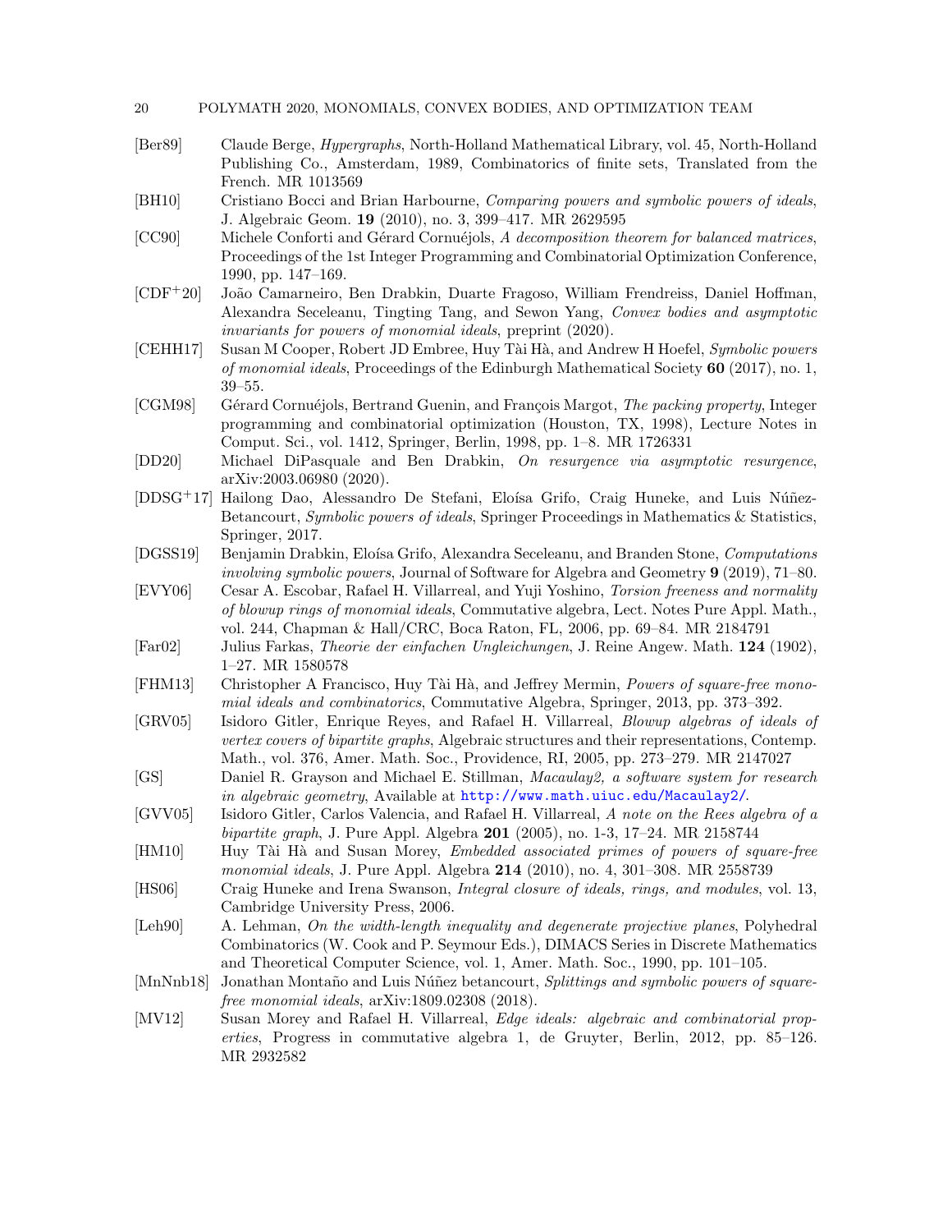[Ber89] Claude Berge, *Hypergraphs*, North-Holland Mathematical Library, vol. 45, North-Holland Publishing Co., Amsterdam, 1989, Combinatorics of finite sets, Translated from the French. MR 1013569

[BH10] Cristiano Bocci and Brian Harbourne, *Comparing powers and symbolic powers of ideals*, J. Algebraic Geom. **19** (2010), no. 3, 399–417. MR 2629595

[CC90] Michele Conforti and Gérard Cornuéjols, *A decomposition theorem for balanced matrices*, Proceedings of the 1st Integer Programming and Combinatorial Optimization Conference, 1990, pp. 147–169.

[CDF+20] João Camarneiro, Ben Drabkin, Duarte Fragoso, William Frendreiss, Daniel Hoffman, Alexandra Seceleanu, Tingting Tang, and Sewon Yang, *Convex bodies and asymptotic invariants for powers of monomial ideals*, preprint (2020).

[CEHH17] Susan M Cooper, Robert JD Embree, Huy Tài Hà, and Andrew H Hoefel, *Symbolic powers of monomial ideals*, Proceedings of the Edinburgh Mathematical Society **60** (2017), no. 1, 39–55.

[CGM98] Gérard Cornuéjols, Bertrand Guenin, and François Margot, *The packing property*, Integer programming and combinatorial optimization (Houston, TX, 1998), Lecture Notes in Comput. Sci., vol. 1412, Springer, Berlin, 1998, pp. 1–8. MR 1726331

[DD20] Michael DiPasquale and Ben Drabkin, *On resurgence via asymptotic resurgence*, arXiv:2003.06980 (2020).

[DDSG+17] Hailong Dao, Alessandro De Stefani, Eloísa Grifo, Craig Huneke, and Luis Núñez-Betancourt, *Symbolic powers of ideals*, Springer Proceedings in Mathematics & Statistics, Springer, 2017.

[DGSS19] Benjamin Drabkin, Eloísa Grifo, Alexandra Seceleanu, and Branden Stone, *Computations involving symbolic powers*, Journal of Software for Algebra and Geometry **9** (2019), 71–80.

[EVY06] Cesar A. Escobar, Rafael H. Villarreal, and Yuji Yoshino, *Torsion freeness and normality of blowup rings of monomial ideals*, Commutative algebra, Lect. Notes Pure Appl. Math., vol. 244, Chapman & Hall/CRC, Boca Raton, FL, 2006, pp. 69–84. MR 2184791

[Far02] Julius Farkas, *Theorie der einfachen Ungleichungen*, J. Reine Angew. Math. **124** (1902), 1–27. MR 1580578

[FHM13] Christopher A Francisco, Huy Tài Hà, and Jeffrey Mermin, *Powers of square-free monomial ideals and combinatorics*, Commutative Algebra, Springer, 2013, pp. 373–392.

[GRV05] Isidoro Gitler, Enrique Reyes, and Rafael H. Villarreal, *Blowup algebras of ideals of vertex covers of bipartite graphs*, Algebraic structures and their representations, Contemp. Math., vol. 376, Amer. Math. Soc., Providence, RI, 2005, pp. 273–279. MR 2147027

[GS] Daniel R. Grayson and Michael E. Stillman, *Macaulay2, a software system for research in algebraic geometry*, Available at http://www.math.uiuc.edu/Macaulay2/.

[GVV05] Isidoro Gitler, Carlos Valencia, and Rafael H. Villarreal, *A note on the Rees algebra of a bipartite graph*, J. Pure Appl. Algebra **201** (2005), no. 1-3, 17–24. MR 2158744

[HM10] Huy Tài Hà and Susan Morey, *Embedded associated primes of powers of square-free monomial ideals*, J. Pure Appl. Algebra **214** (2010), no. 4, 301–308. MR 2558739

[HS06] Craig Huneke and Irena Swanson, *Integral closure of ideals, rings, and modules*, vol. 13, Cambridge University Press, 2006.

[Leh90] A. Lehman, *On the width-length inequality and degenerate projective planes*, Polyhedral Combinatorics (W. Cook and P. Seymour Eds.), DIMACS Series in Discrete Mathematics and Theoretical Computer Science, vol. 1, Amer. Math. Soc., 1990, pp. 101–105.

[MnNnb18] Jonathan Montaño and Luis Núñez betancourt, *Splittings and symbolic powers of square-free monomial ideals*, arXiv:1809.02308 (2018).

[MV12] Susan Morey and Rafael H. Villarreal, *Edge ideals: algebraic and combinatorial properties*, Progress in commutative algebra 1, de Gruyter, Berlin, 2012, pp. 85–126. MR 2932582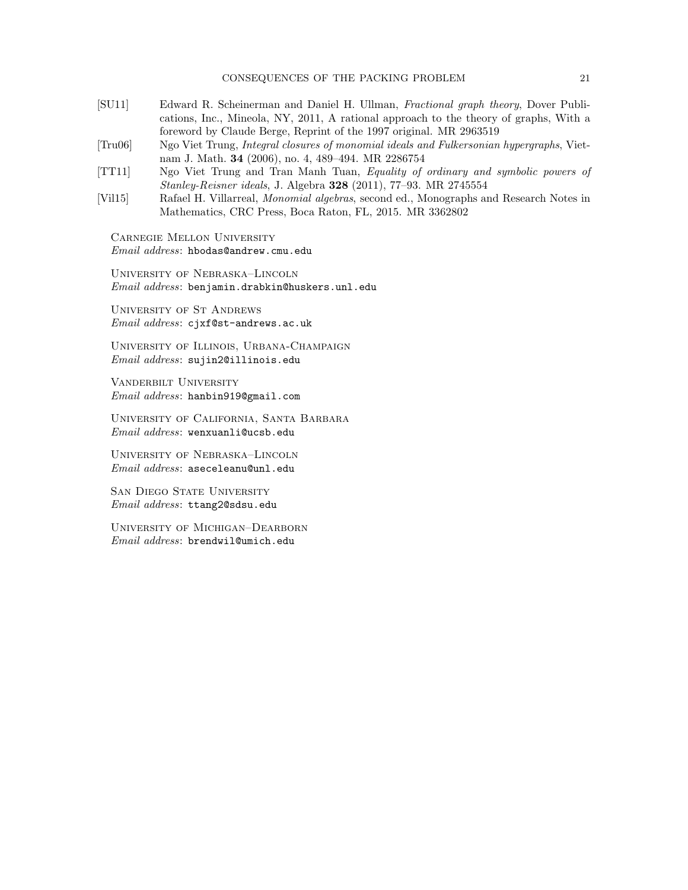- [SU11] Edward R. Scheinerman and Daniel H. Ullman, *Fractional graph theory*, Dover Publications, Inc., Mineola, NY, 2011, A rational approach to the theory of graphs, With a foreword by Claude Berge, Reprint of the 1997 original. MR 2963519
- [Tru06] Ngo Viet Trung, *Integral closures of monomial ideals and Fulkersonian hypergraphs*, Vietnam J. Math. **34** (2006), no. 4, 489–494. MR 2286754
- [TT11] Ngo Viet Trung and Tran Manh Tuan, *Equality of ordinary and symbolic powers of Stanley-Reisner ideals*, J. Algebra **328** (2011), 77–93. MR 2745554
- [Vil15] Rafael H. Villarreal, *Monomial algebras*, second ed., Monographs and Research Notes in Mathematics, CRC Press, Boca Raton, FL, 2015. MR 3362802

Carnegie Mellon University
*Email address*: hbodas@andrew.cmu.edu

University of Nebraska–Lincoln
*Email address*: benjamin.drabkin@huskers.unl.edu

University of St Andrews
*Email address*: cjxf@st-andrews.ac.uk

University of Illinois, Urbana-Champaign
*Email address*: sujin2@illinois.edu

Vanderbilt University
*Email address*: hanbin919@gmail.com

University of California, Santa Barbara
*Email address*: wenxuanli@ucsb.edu

University of Nebraska–Lincoln
*Email address*: aseceleanu@unl.edu

San Diego State University
*Email address*: ttang2@sdsu.edu

University of Michigan–Dearborn
*Email address*: brendwil@umich.edu